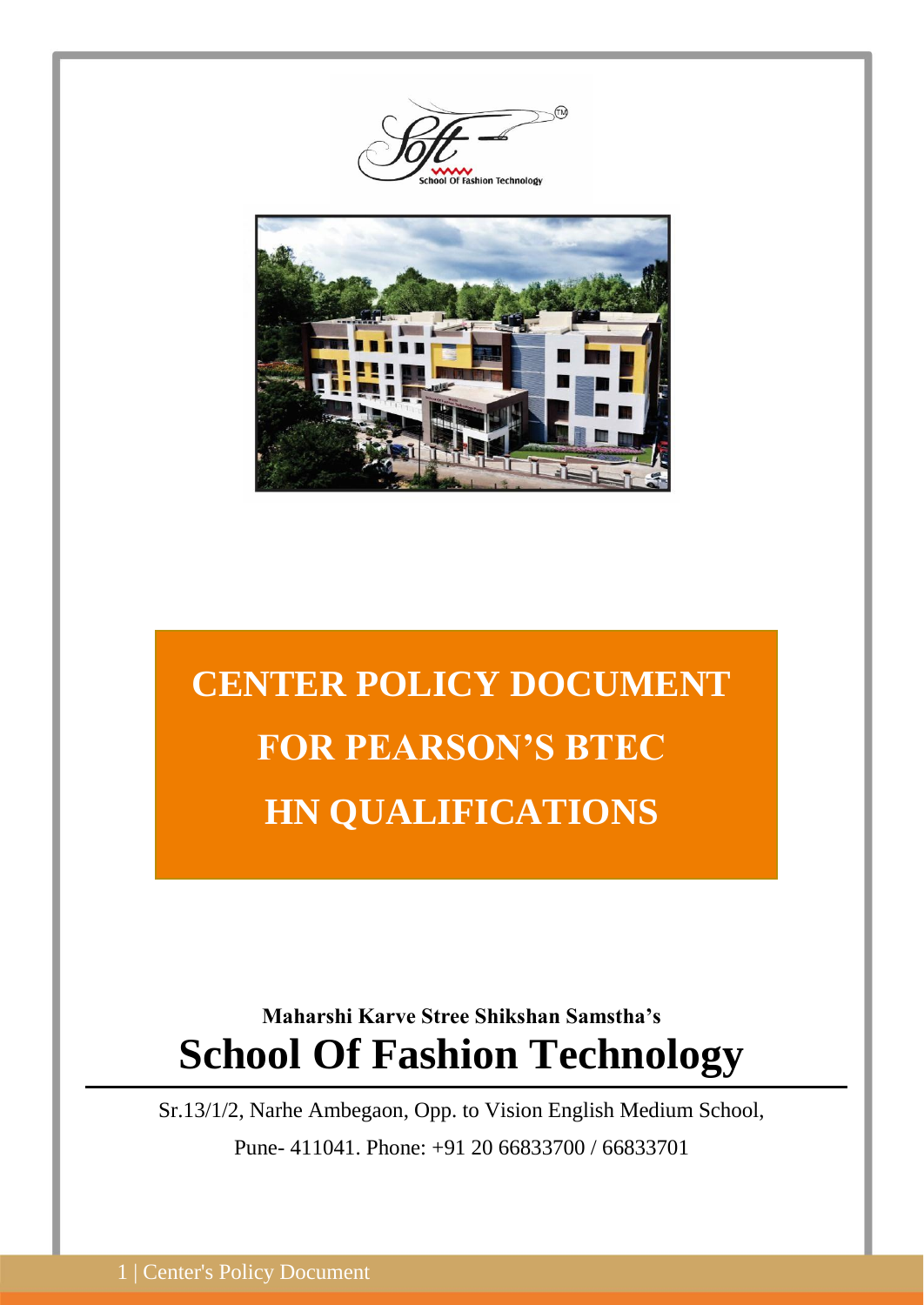# CENTER POLICY DOCUMENT FOR PEARSON'S BTEC HN QUALIFICATIONS

**Maharshi Karve Stree Shikshan Samstha's**

# School Of Fashion Technology

Sr.13/1/2, Narhe Ambegaon, Opp. to Vision English Medium School,

Pune- 411041. Phone: +91 20 66833700 / 66833701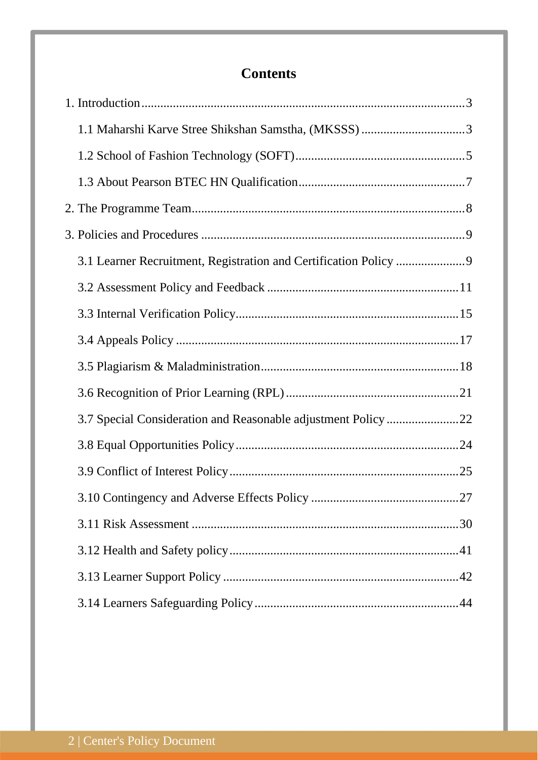# Contents

1. Introduction.......................................................................................................3
    - 1.1 Maharshi Karve Stree Shikshan Samstha, (MKSSS) .................................3
    - 1.2 School of Fashion Technology (SOFT)......................................................5
    - 1.3 About Pearson BTEC HN Qualification.....................................................7
2. The Programme Team.......................................................................................8
3. Policies and Procedures ...................................................................................9
    - 3.1 Learner Recruitment, Registration and Certification Policy ......................9
    - 3.2 Assessment Policy and Feedback .............................................................11
    - 3.3 Internal Verification Policy.......................................................................15
    - 3.4 Appeals Policy ..........................................................................................17
    - 3.5 Plagiarism & Maladministration...............................................................18
    - 3.6 Recognition of Prior Learning (RPL) .......................................................21
    - 3.7 Special Consideration and Reasonable adjustment Policy.......................22
    - 3.8 Equal Opportunities Policy.......................................................................24
    - 3.9 Conflict of Interest Policy.........................................................................25
    - 3.10 Contingency and Adverse Effects Policy ...............................................27
    - 3.11 Risk Assessment .....................................................................................30
    - 3.12 Health and Safety policy.........................................................................41
    - 3.13 Learner Support Policy ...........................................................................42
    - 3.14 Learners Safeguarding Policy.................................................................44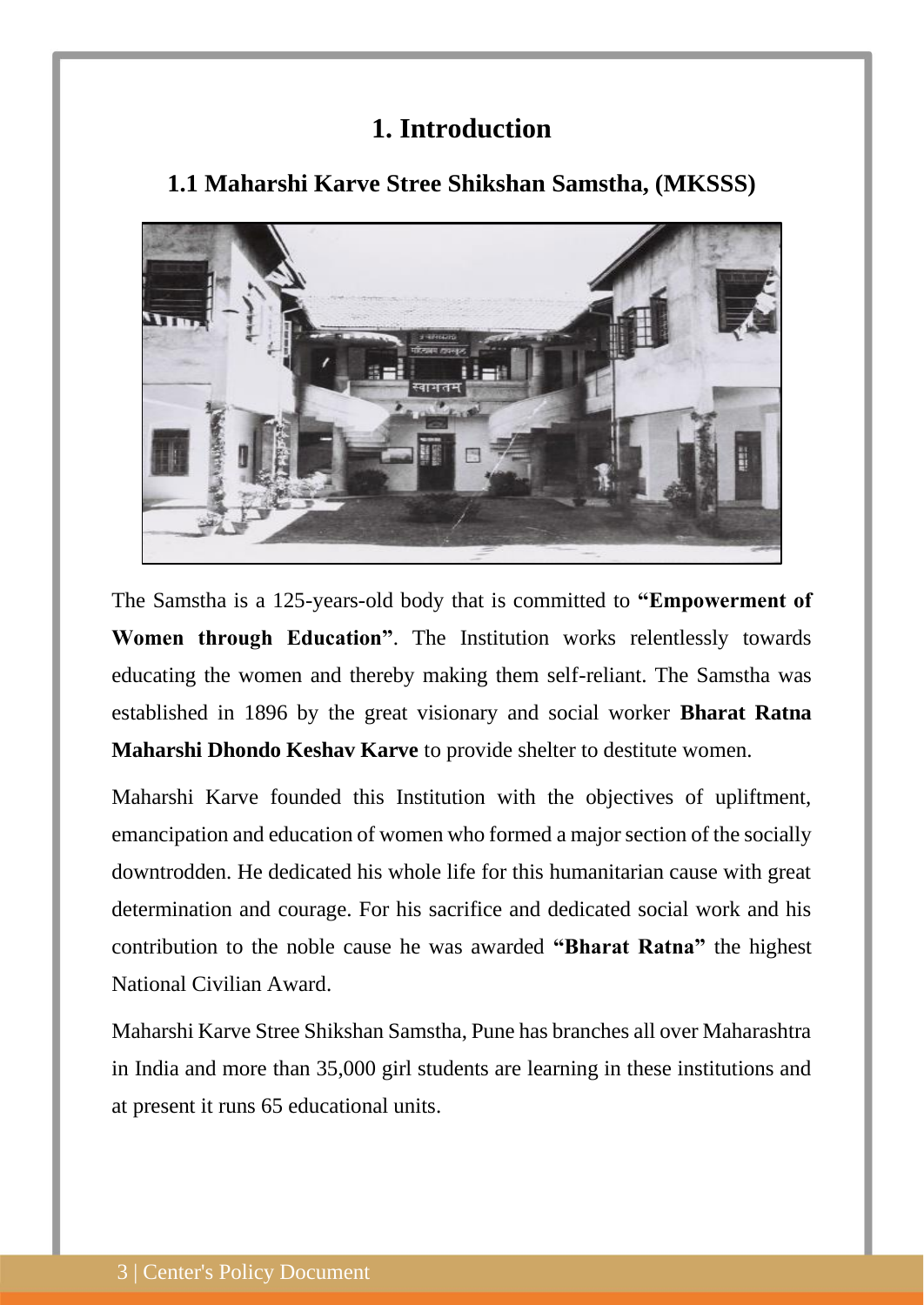# 1. Introduction

## 1.1 Maharshi Karve Stree Shikshan Samstha, (MKSSS)

The Samstha is a 125-years-old body that is committed to **"Empowerment of Women through Education"**. The Institution works relentlessly towards educating the women and thereby making them self-reliant. The Samstha was established in 1896 by the great visionary and social worker **Bharat Ratna Maharshi Dhondo Keshav Karve** to provide shelter to destitute women.

Maharshi Karve founded this Institution with the objectives of upliftment, emancipation and education of women who formed a major section of the socially downtrodden. He dedicated his whole life for this humanitarian cause with great determination and courage. For his sacrifice and dedicated social work and his contribution to the noble cause he was awarded **"Bharat Ratna"** the highest National Civilian Award.

Maharshi Karve Stree Shikshan Samstha, Pune has branches all over Maharashtra in India and more than 35,000 girl students are learning in these institutions and at present it runs 65 educational units.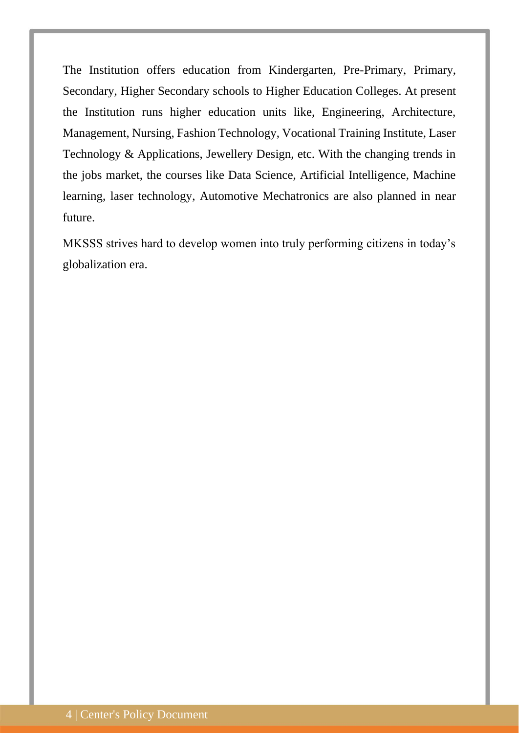The Institution offers education from Kindergarten, Pre-Primary, Primary, Secondary, Higher Secondary schools to Higher Education Colleges. At present the Institution runs higher education units like, Engineering, Architecture, Management, Nursing, Fashion Technology, Vocational Training Institute, Laser Technology & Applications, Jewellery Design, etc. With the changing trends in the jobs market, the courses like Data Science, Artificial Intelligence, Machine learning, laser technology, Automotive Mechatronics are also planned in near future.

MKSSS strives hard to develop women into truly performing citizens in today's globalization era.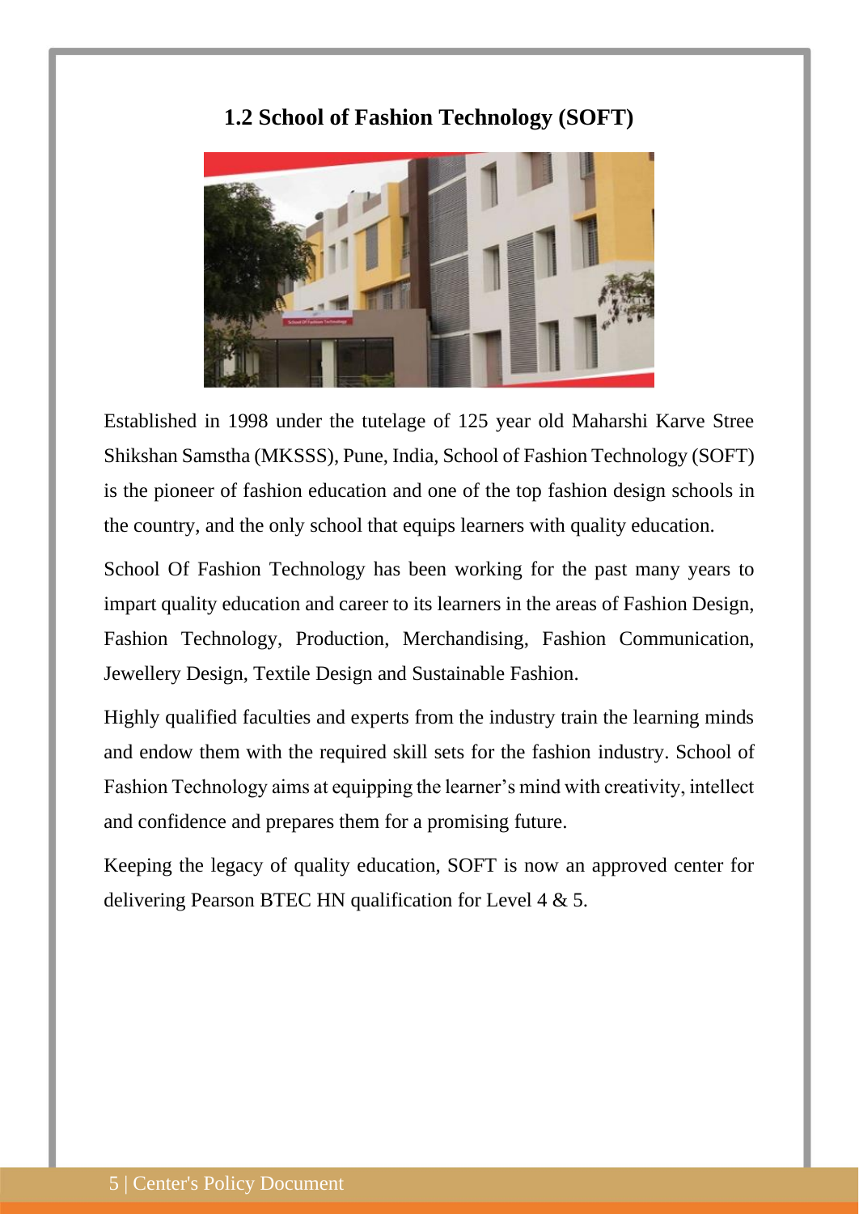## 1.2 School of Fashion Technology (SOFT)

Established in 1998 under the tutelage of 125 year old Maharshi Karve Stree Shikshan Samstha (MKSSS), Pune, India, School of Fashion Technology (SOFT) is the pioneer of fashion education and one of the top fashion design schools in the country, and the only school that equips learners with quality education.

School Of Fashion Technology has been working for the past many years to impart quality education and career to its learners in the areas of Fashion Design, Fashion Technology, Production, Merchandising, Fashion Communication, Jewellery Design, Textile Design and Sustainable Fashion.

Highly qualified faculties and experts from the industry train the learning minds and endow them with the required skill sets for the fashion industry. School of Fashion Technology aims at equipping the learner's mind with creativity, intellect and confidence and prepares them for a promising future.

Keeping the legacy of quality education, SOFT is now an approved center for delivering Pearson BTEC HN qualification for Level 4 & 5.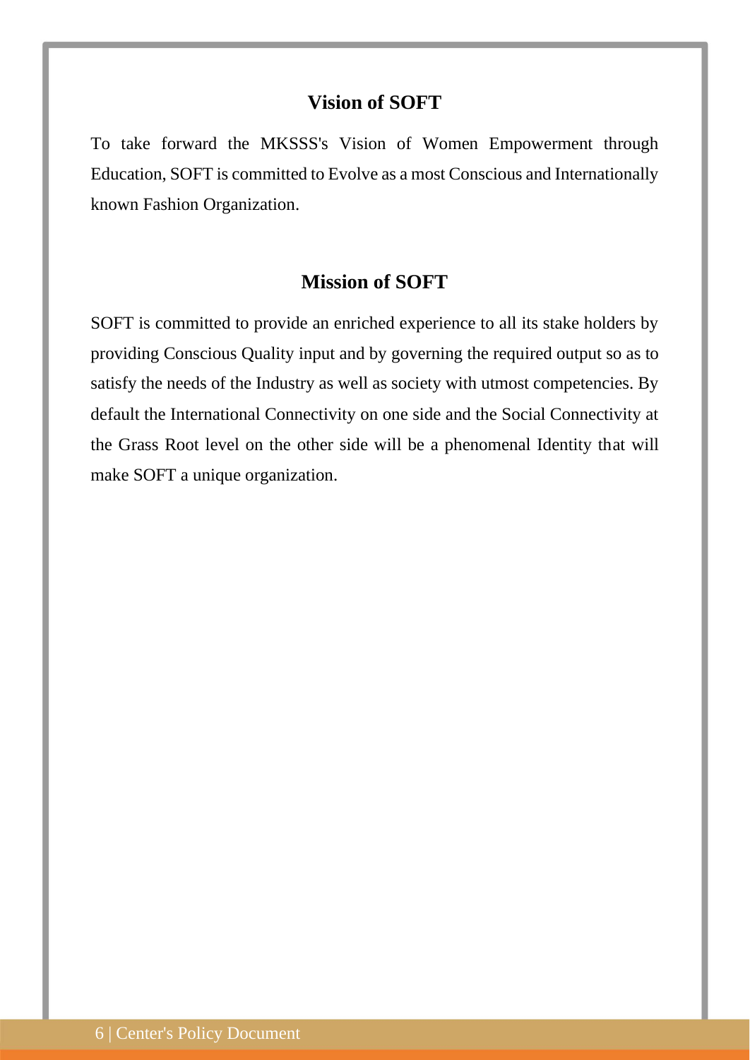## Vision of SOFT

To take forward the MKSSS's Vision of Women Empowerment through Education, SOFT is committed to Evolve as a most Conscious and Internationally known Fashion Organization.

## Mission of SOFT

SOFT is committed to provide an enriched experience to all its stake holders by providing Conscious Quality input and by governing the required output so as to satisfy the needs of the Industry as well as society with utmost competencies. By default the International Connectivity on one side and the Social Connectivity at the Grass Root level on the other side will be a phenomenal Identity that will make SOFT a unique organization.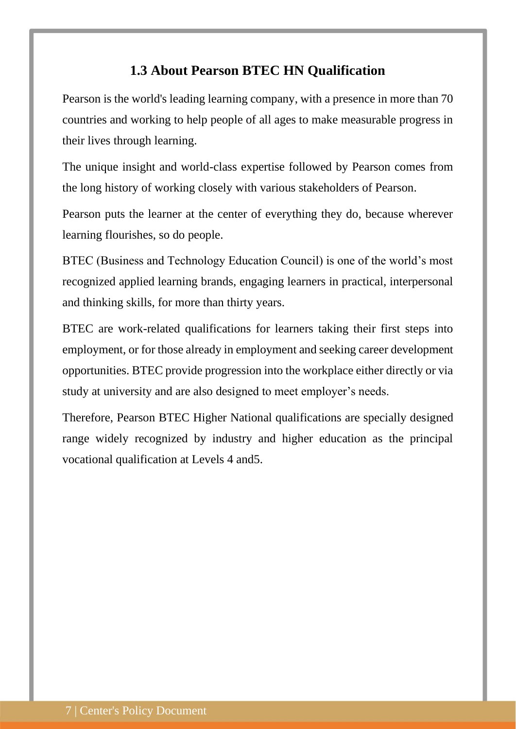## 1.3 About Pearson BTEC HN Qualification

Pearson is the world's leading learning company, with a presence in more than 70 countries and working to help people of all ages to make measurable progress in their lives through learning.

The unique insight and world-class expertise followed by Pearson comes from the long history of working closely with various stakeholders of Pearson.

Pearson puts the learner at the center of everything they do, because wherever learning flourishes, so do people.

BTEC (Business and Technology Education Council) is one of the world's most recognized applied learning brands, engaging learners in practical, interpersonal and thinking skills, for more than thirty years.

BTEC are work-related qualifications for learners taking their first steps into employment, or for those already in employment and seeking career development opportunities. BTEC provide progression into the workplace either directly or via study at university and are also designed to meet employer's needs.

Therefore, Pearson BTEC Higher National qualifications are specially designed range widely recognized by industry and higher education as the principal vocational qualification at Levels 4 and5.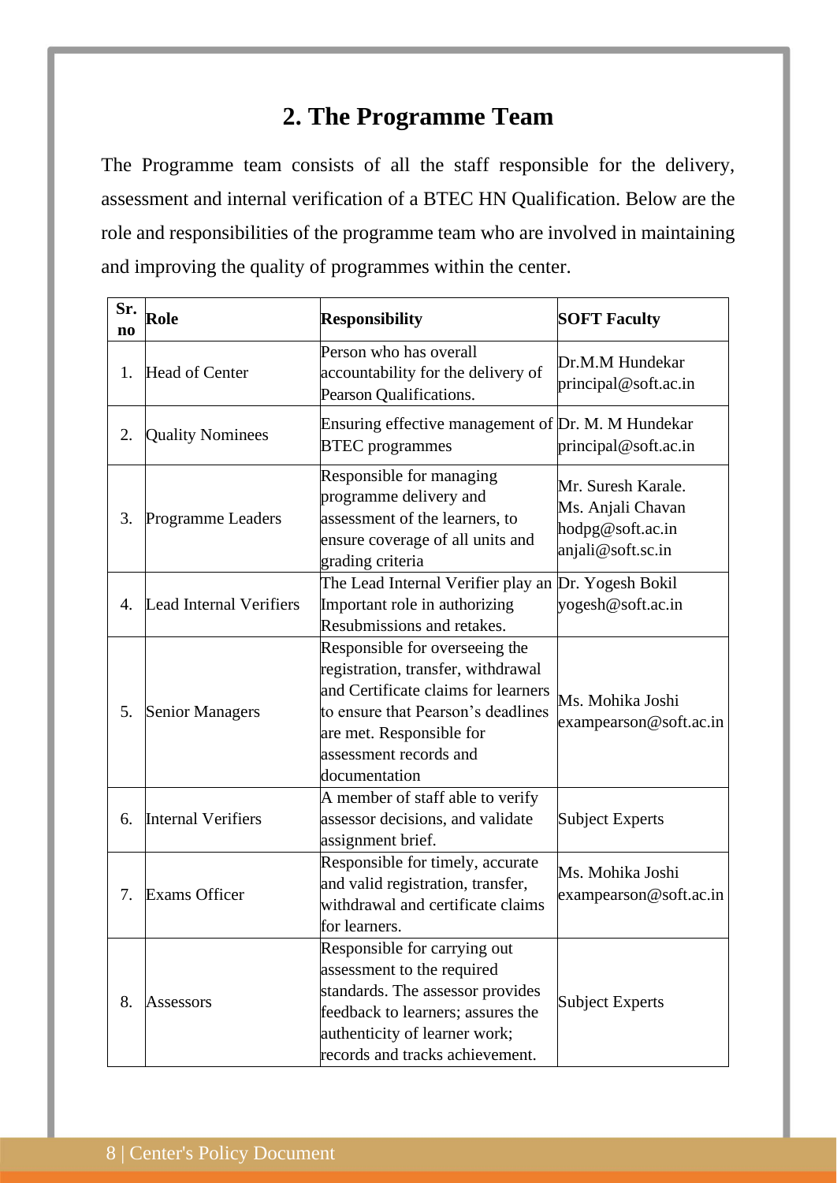## 2. The Programme Team

The Programme team consists of all the staff responsible for the delivery, assessment and internal verification of a BTEC HN Qualification. Below are the role and responsibilities of the programme team who are involved in maintaining and improving the quality of programmes within the center.

| Sr. no | Role | Responsibility | SOFT Faculty |
|---|---|---|---|
| 1. | Head of Center | Person who has overall accountability for the delivery of Pearson Qualifications. | Dr.M.M Hundekar principal@soft.ac.in |
| 2. | Quality Nominees | Ensuring effective management of BTEC programmes | Dr. M. M Hundekar principal@soft.ac.in |
| 3. | Programme Leaders | Responsible for managing programme delivery and assessment of the learners, to ensure coverage of all units and grading criteria | Mr. Suresh Karale. Ms. Anjali Chavan hodpg@soft.ac.in anjali@soft.sc.in |
| 4. | Lead Internal Verifiers | The Lead Internal Verifier play an Important role in authorizing Resubmissions and retakes. | Dr. Yogesh Bokil yogesh@soft.ac.in |
| 5. | Senior Managers | Responsible for overseeing the registration, transfer, withdrawal and Certificate claims for learners to ensure that Pearson's deadlines are met. Responsible for assessment records and documentation | Ms. Mohika Joshi exampearson@soft.ac.in |
| 6. | Internal Verifiers | A member of staff able to verify assessor decisions, and validate assignment brief. | Subject Experts |
| 7. | Exams Officer | Responsible for timely, accurate and valid registration, transfer, withdrawal and certificate claims for learners. | Ms. Mohika Joshi exampearson@soft.ac.in |
| 8. | Assessors | Responsible for carrying out assessment to the required standards. The assessor provides feedback to learners; assures the authenticity of learner work; records and tracks achievement. | Subject Experts |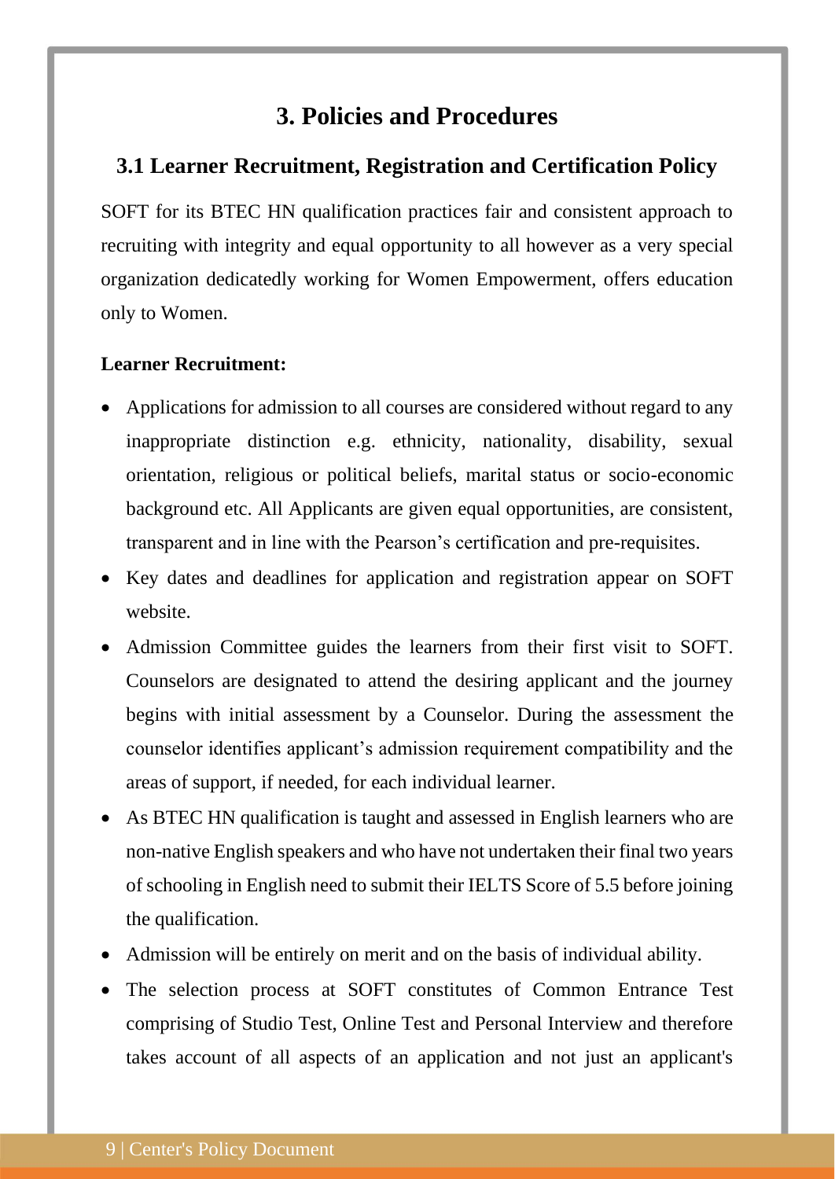# 3. Policies and Procedures

## 3.1 Learner Recruitment, Registration and Certification Policy

SOFT for its BTEC HN qualification practices fair and consistent approach to recruiting with integrity and equal opportunity to all however as a very special organization dedicatedly working for Women Empowerment, offers education only to Women.

**Learner Recruitment:**

- Applications for admission to all courses are considered without regard to any inappropriate distinction e.g. ethnicity, nationality, disability, sexual orientation, religious or political beliefs, marital status or socio-economic background etc. All Applicants are given equal opportunities, are consistent, transparent and in line with the Pearson's certification and pre-requisites.
- Key dates and deadlines for application and registration appear on SOFT website.
- Admission Committee guides the learners from their first visit to SOFT. Counselors are designated to attend the desiring applicant and the journey begins with initial assessment by a Counselor. During the assessment the counselor identifies applicant's admission requirement compatibility and the areas of support, if needed, for each individual learner.
- As BTEC HN qualification is taught and assessed in English learners who are non-native English speakers and who have not undertaken their final two years of schooling in English need to submit their IELTS Score of 5.5 before joining the qualification.
- Admission will be entirely on merit and on the basis of individual ability.
- The selection process at SOFT constitutes of Common Entrance Test comprising of Studio Test, Online Test and Personal Interview and therefore takes account of all aspects of an application and not just an applicant's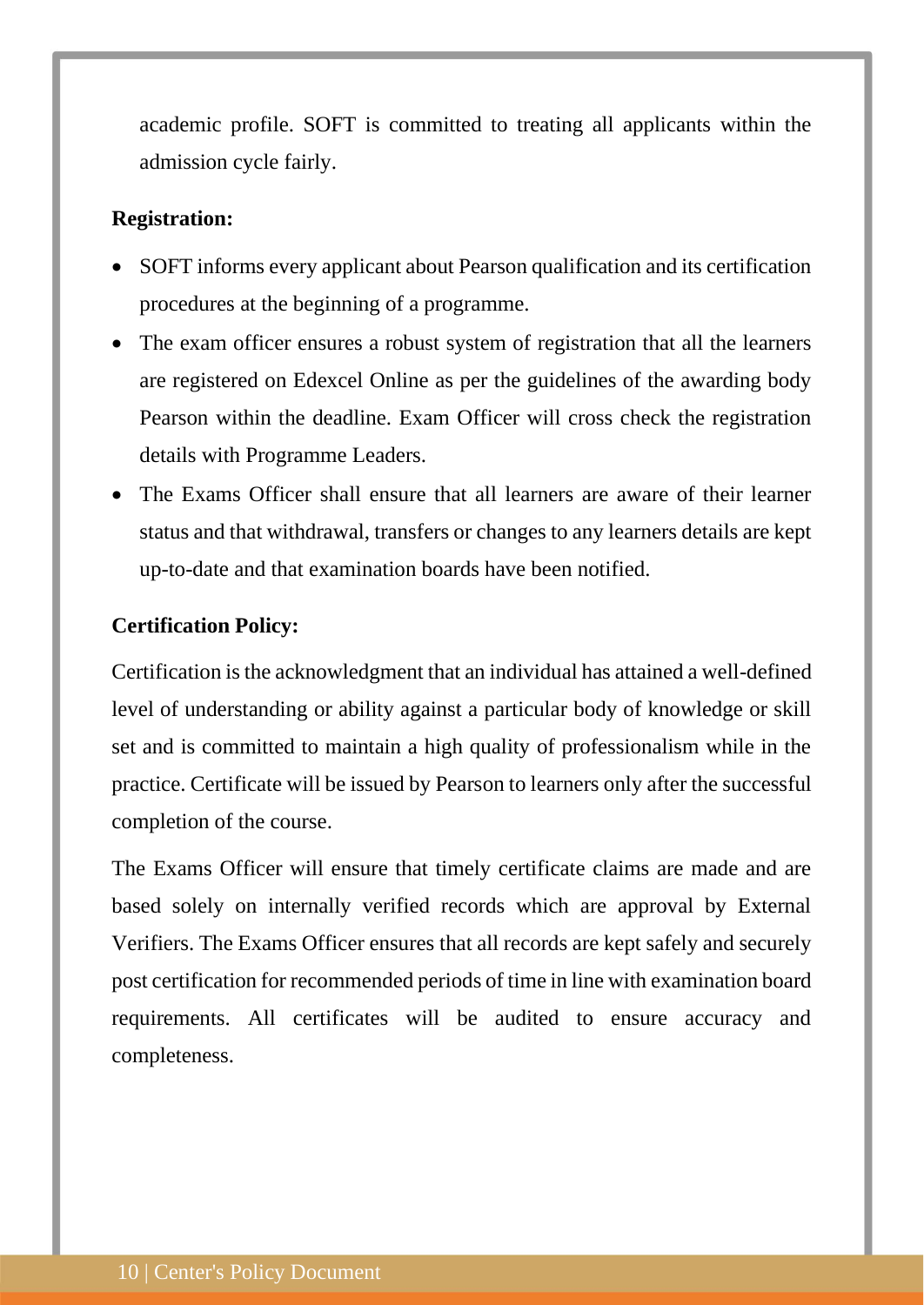academic profile. SOFT is committed to treating all applicants within the admission cycle fairly.

**Registration:**

- SOFT informs every applicant about Pearson qualification and its certification procedures at the beginning of a programme.
- The exam officer ensures a robust system of registration that all the learners are registered on Edexcel Online as per the guidelines of the awarding body Pearson within the deadline. Exam Officer will cross check the registration details with Programme Leaders.
- The Exams Officer shall ensure that all learners are aware of their learner status and that withdrawal, transfers or changes to any learners details are kept up-to-date and that examination boards have been notified.

**Certification Policy:**

Certification is the acknowledgment that an individual has attained a well-defined level of understanding or ability against a particular body of knowledge or skill set and is committed to maintain a high quality of professionalism while in the practice. Certificate will be issued by Pearson to learners only after the successful completion of the course.

The Exams Officer will ensure that timely certificate claims are made and are based solely on internally verified records which are approval by External Verifiers. The Exams Officer ensures that all records are kept safely and securely post certification for recommended periods of time in line with examination board requirements. All certificates will be audited to ensure accuracy and completeness.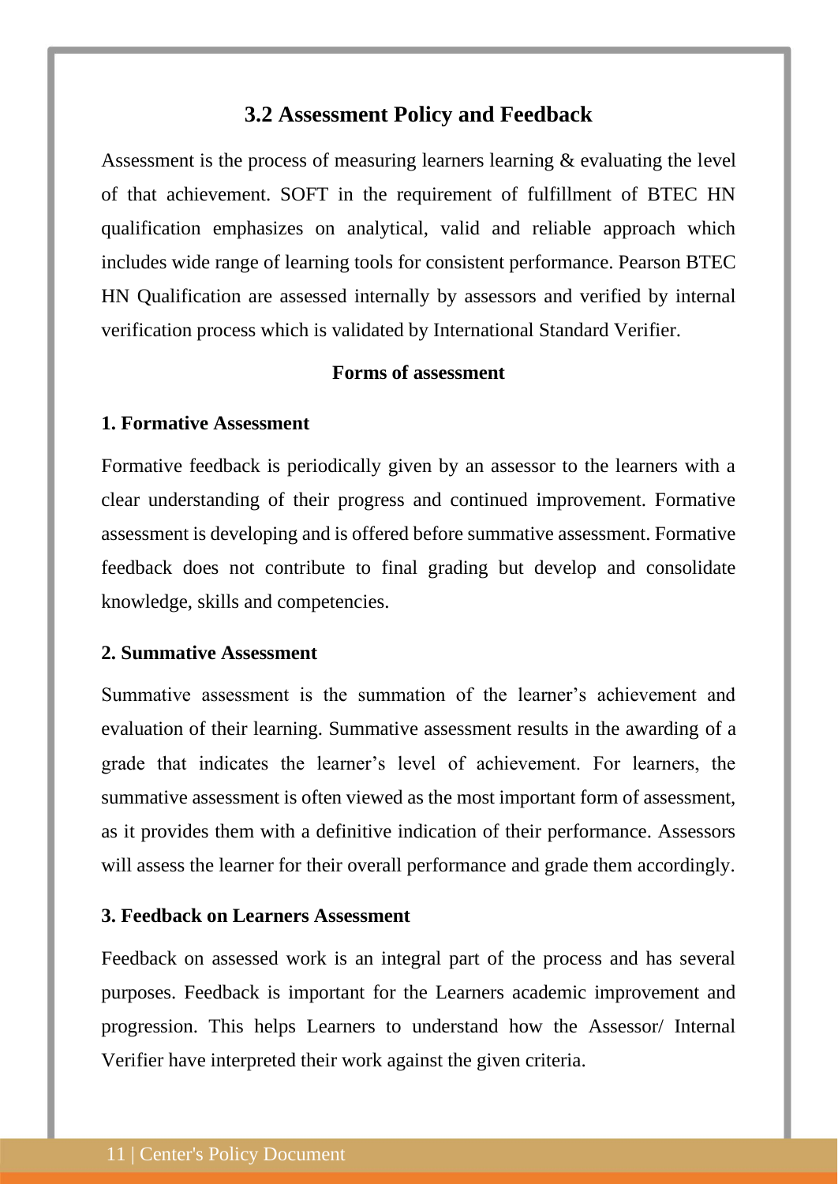## 3.2 Assessment Policy and Feedback

Assessment is the process of measuring learners learning & evaluating the level of that achievement. SOFT in the requirement of fulfillment of BTEC HN qualification emphasizes on analytical, valid and reliable approach which includes wide range of learning tools for consistent performance. Pearson BTEC HN Qualification are assessed internally by assessors and verified by internal verification process which is validated by International Standard Verifier.

**Forms of assessment**

**1. Formative Assessment**

Formative feedback is periodically given by an assessor to the learners with a clear understanding of their progress and continued improvement. Formative assessment is developing and is offered before summative assessment. Formative feedback does not contribute to final grading but develop and consolidate knowledge, skills and competencies.

**2. Summative Assessment**

Summative assessment is the summation of the learner's achievement and evaluation of their learning. Summative assessment results in the awarding of a grade that indicates the learner's level of achievement. For learners, the summative assessment is often viewed as the most important form of assessment, as it provides them with a definitive indication of their performance. Assessors will assess the learner for their overall performance and grade them accordingly.

**3. Feedback on Learners Assessment**

Feedback on assessed work is an integral part of the process and has several purposes. Feedback is important for the Learners academic improvement and progression. This helps Learners to understand how the Assessor/ Internal Verifier have interpreted their work against the given criteria.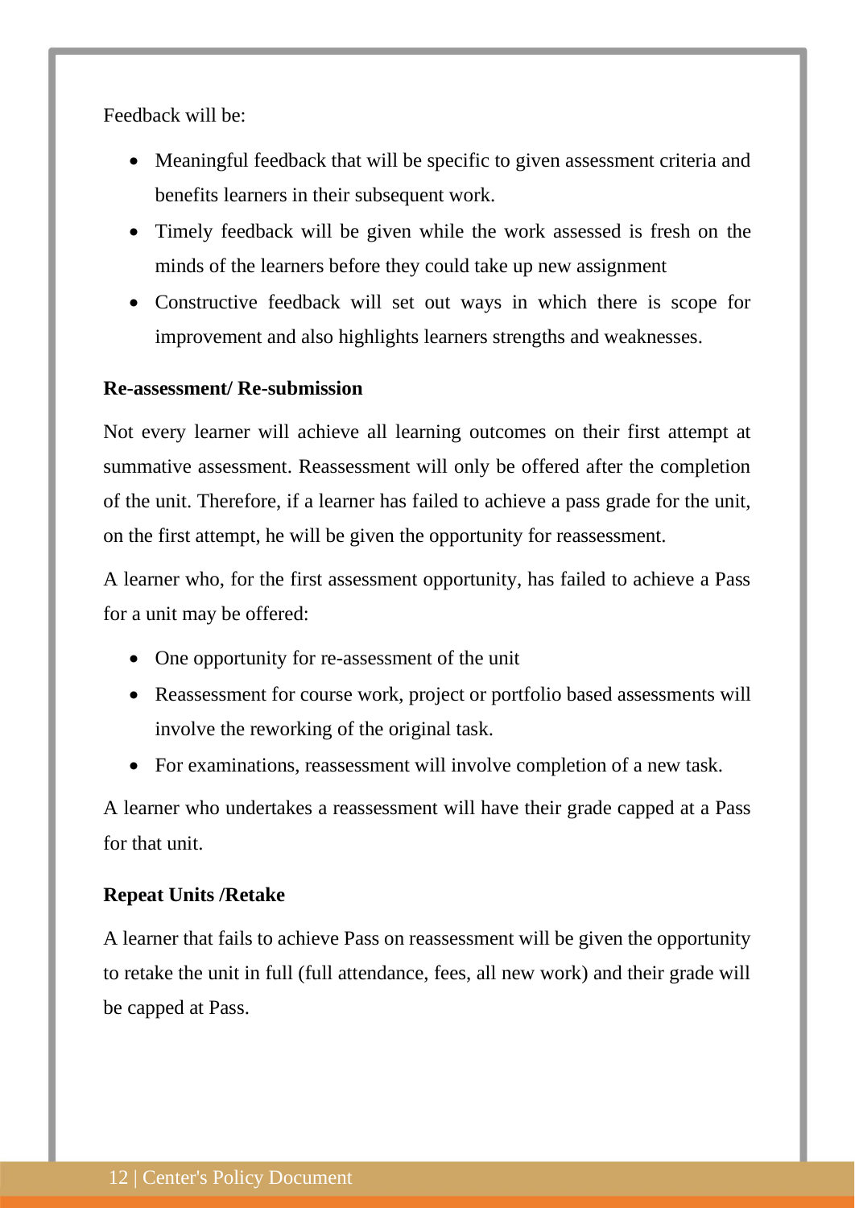Feedback will be:

- Meaningful feedback that will be specific to given assessment criteria and benefits learners in their subsequent work.
- Timely feedback will be given while the work assessed is fresh on the minds of the learners before they could take up new assignment
- Constructive feedback will set out ways in which there is scope for improvement and also highlights learners strengths and weaknesses.

**Re-assessment/ Re-submission**

Not every learner will achieve all learning outcomes on their first attempt at summative assessment. Reassessment will only be offered after the completion of the unit. Therefore, if a learner has failed to achieve a pass grade for the unit, on the first attempt, he will be given the opportunity for reassessment.

A learner who, for the first assessment opportunity, has failed to achieve a Pass for a unit may be offered:

- One opportunity for re-assessment of the unit
- Reassessment for course work, project or portfolio based assessments will involve the reworking of the original task.
- For examinations, reassessment will involve completion of a new task.

A learner who undertakes a reassessment will have their grade capped at a Pass for that unit.

**Repeat Units /Retake**

A learner that fails to achieve Pass on reassessment will be given the opportunity to retake the unit in full (full attendance, fees, all new work) and their grade will be capped at Pass.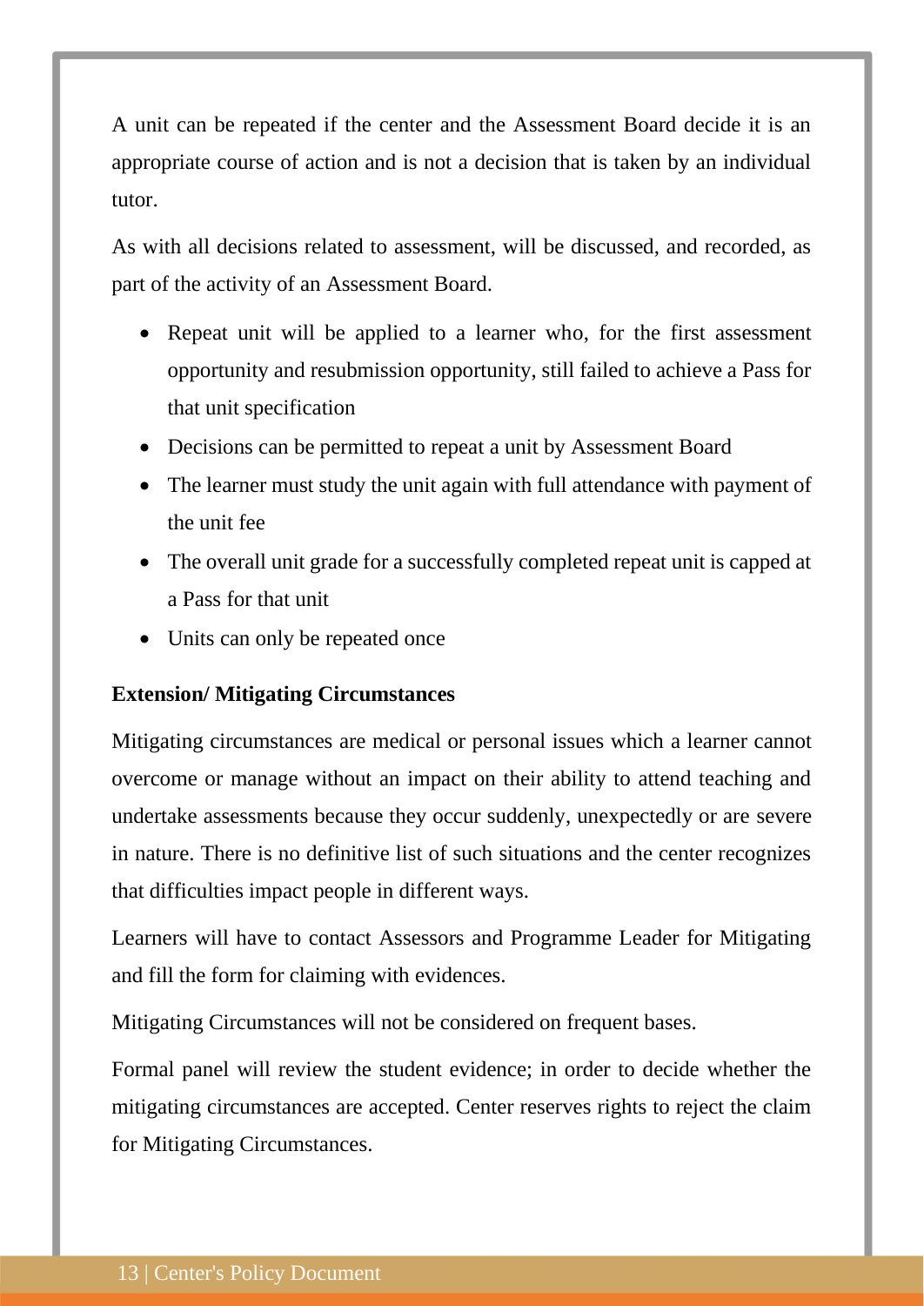A unit can be repeated if the center and the Assessment Board decide it is an appropriate course of action and is not a decision that is taken by an individual tutor.

As with all decisions related to assessment, will be discussed, and recorded, as part of the activity of an Assessment Board.

- Repeat unit will be applied to a learner who, for the first assessment opportunity and resubmission opportunity, still failed to achieve a Pass for that unit specification
- Decisions can be permitted to repeat a unit by Assessment Board
- The learner must study the unit again with full attendance with payment of the unit fee
- The overall unit grade for a successfully completed repeat unit is capped at a Pass for that unit
- Units can only be repeated once

**Extension/ Mitigating Circumstances**

Mitigating circumstances are medical or personal issues which a learner cannot overcome or manage without an impact on their ability to attend teaching and undertake assessments because they occur suddenly, unexpectedly or are severe in nature. There is no definitive list of such situations and the center recognizes that difficulties impact people in different ways.

Learners will have to contact Assessors and Programme Leader for Mitigating and fill the form for claiming with evidences.

Mitigating Circumstances will not be considered on frequent bases.

Formal panel will review the student evidence; in order to decide whether the mitigating circumstances are accepted. Center reserves rights to reject the claim for Mitigating Circumstances.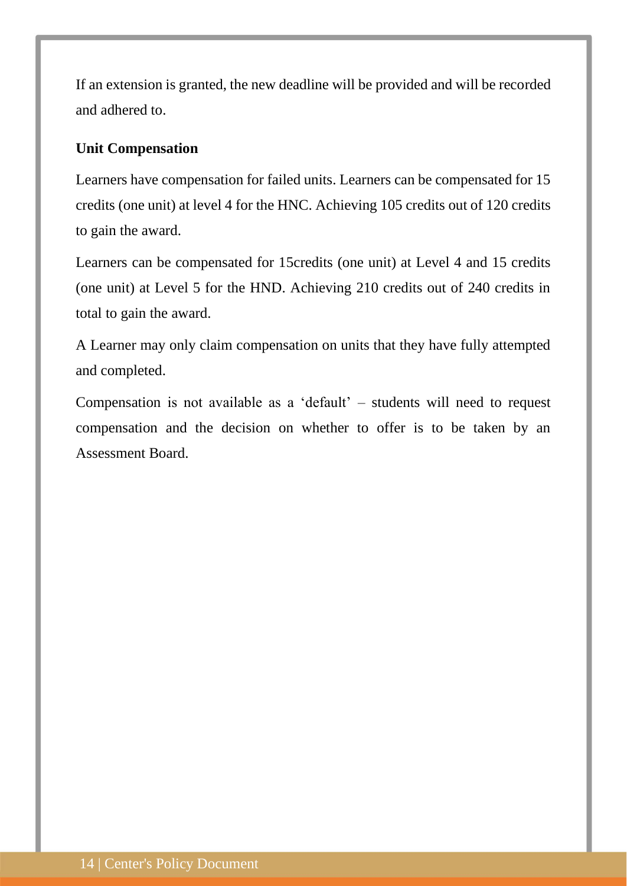If an extension is granted, the new deadline will be provided and will be recorded and adhered to.

**Unit Compensation**

Learners have compensation for failed units. Learners can be compensated for 15 credits (one unit) at level 4 for the HNC. Achieving 105 credits out of 120 credits to gain the award.

Learners can be compensated for 15credits (one unit) at Level 4 and 15 credits (one unit) at Level 5 for the HND. Achieving 210 credits out of 240 credits in total to gain the award.

A Learner may only claim compensation on units that they have fully attempted and completed.

Compensation is not available as a 'default' – students will need to request compensation and the decision on whether to offer is to be taken by an Assessment Board.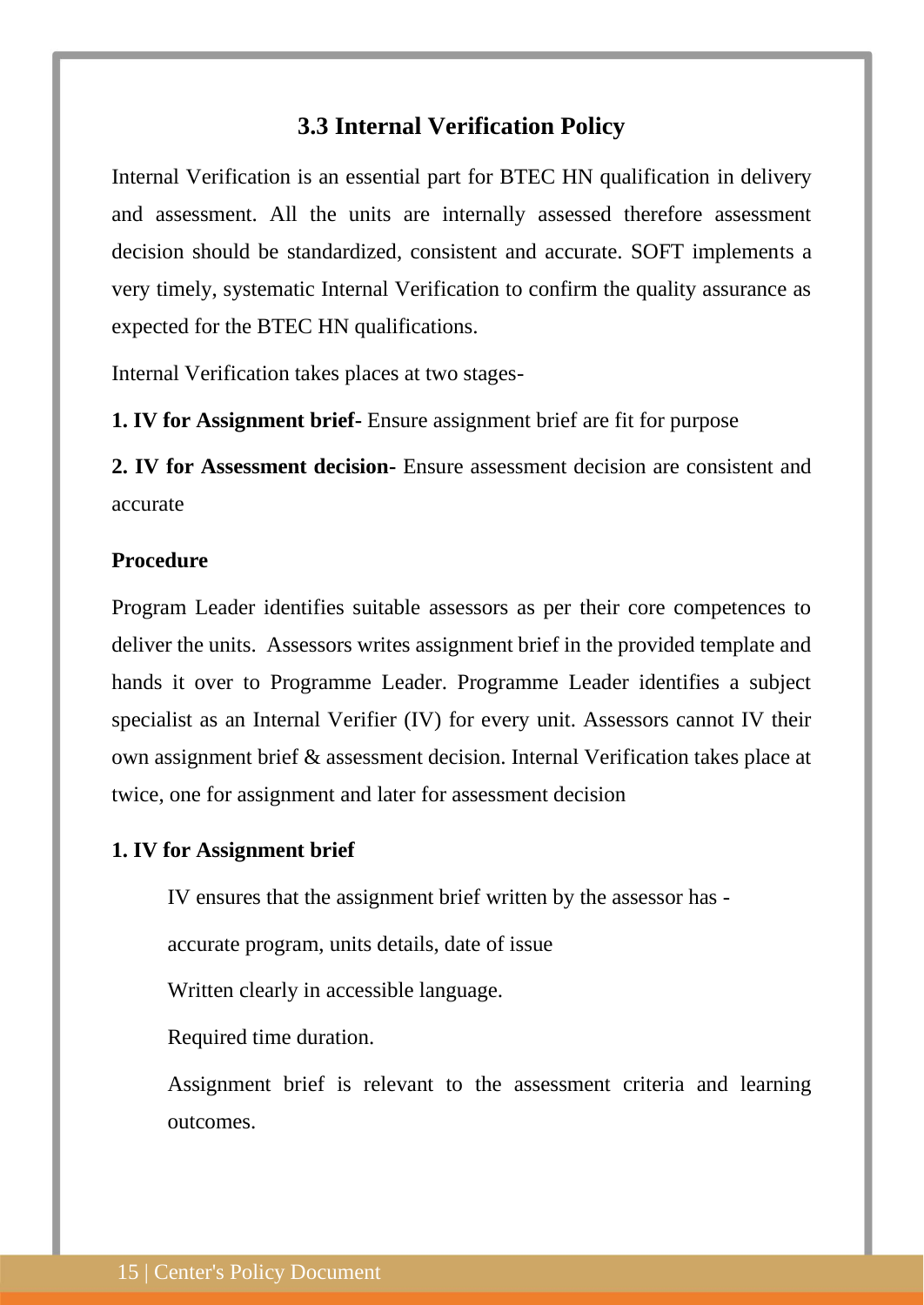## 3.3 Internal Verification Policy

Internal Verification is an essential part for BTEC HN qualification in delivery and assessment. All the units are internally assessed therefore assessment decision should be standardized, consistent and accurate. SOFT implements a very timely, systematic Internal Verification to confirm the quality assurance as expected for the BTEC HN qualifications.

Internal Verification takes places at two stages-

**1. IV for Assignment brief-** Ensure assignment brief are fit for purpose

**2. IV for Assessment decision-** Ensure assessment decision are consistent and accurate

**Procedure**

Program Leader identifies suitable assessors as per their core competences to deliver the units. Assessors writes assignment brief in the provided template and hands it over to Programme Leader. Programme Leader identifies a subject specialist as an Internal Verifier (IV) for every unit. Assessors cannot IV their own assignment brief & assessment decision. Internal Verification takes place at twice, one for assignment and later for assessment decision

**1. IV for Assignment brief**

IV ensures that the assignment brief written by the assessor has -

accurate program, units details, date of issue

Written clearly in accessible language.

Required time duration.

Assignment brief is relevant to the assessment criteria and learning outcomes.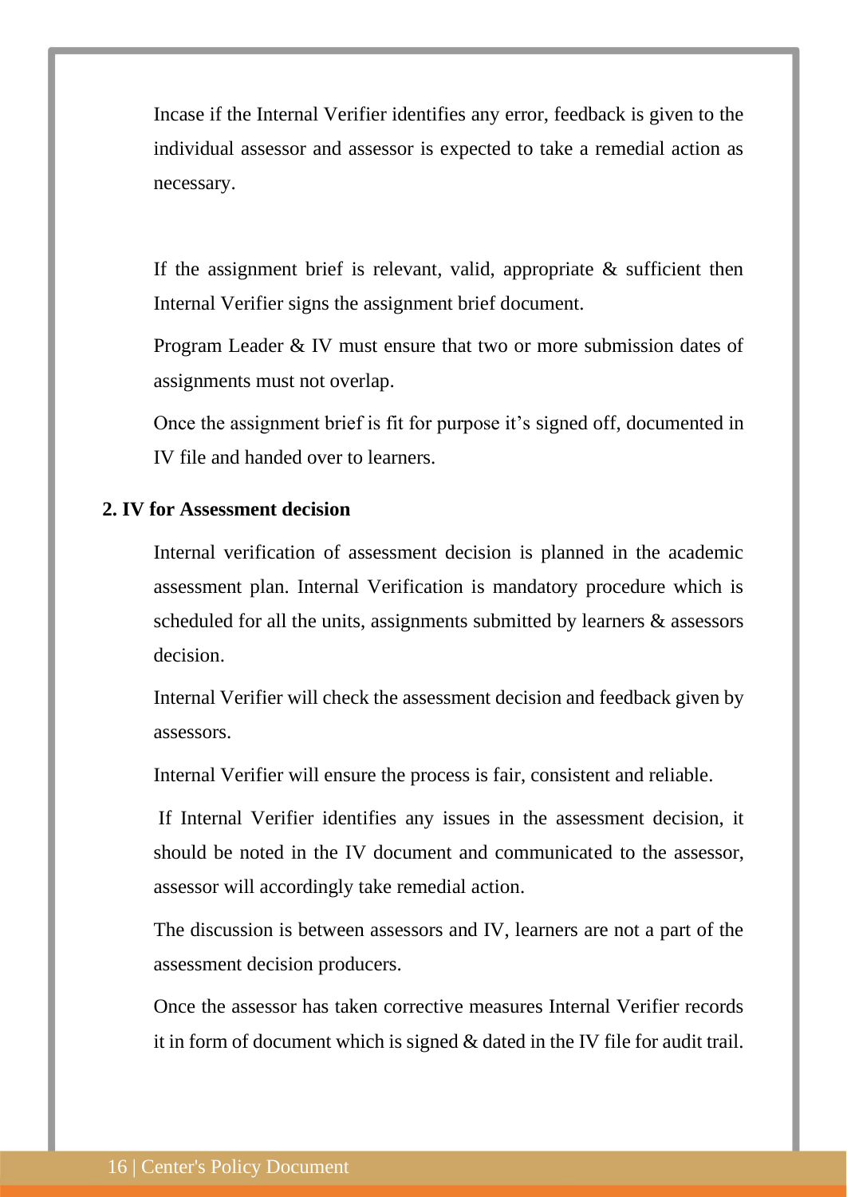Incase if the Internal Verifier identifies any error, feedback is given to the individual assessor and assessor is expected to take a remedial action as necessary.

If the assignment brief is relevant, valid, appropriate & sufficient then Internal Verifier signs the assignment brief document.

Program Leader & IV must ensure that two or more submission dates of assignments must not overlap.

Once the assignment brief is fit for purpose it's signed off, documented in IV file and handed over to learners.

**2. IV for Assessment decision**

Internal verification of assessment decision is planned in the academic assessment plan. Internal Verification is mandatory procedure which is scheduled for all the units, assignments submitted by learners & assessors decision.

Internal Verifier will check the assessment decision and feedback given by assessors.

Internal Verifier will ensure the process is fair, consistent and reliable.

If Internal Verifier identifies any issues in the assessment decision, it should be noted in the IV document and communicated to the assessor, assessor will accordingly take remedial action.

The discussion is between assessors and IV, learners are not a part of the assessment decision producers.

Once the assessor has taken corrective measures Internal Verifier records it in form of document which is signed & dated in the IV file for audit trail.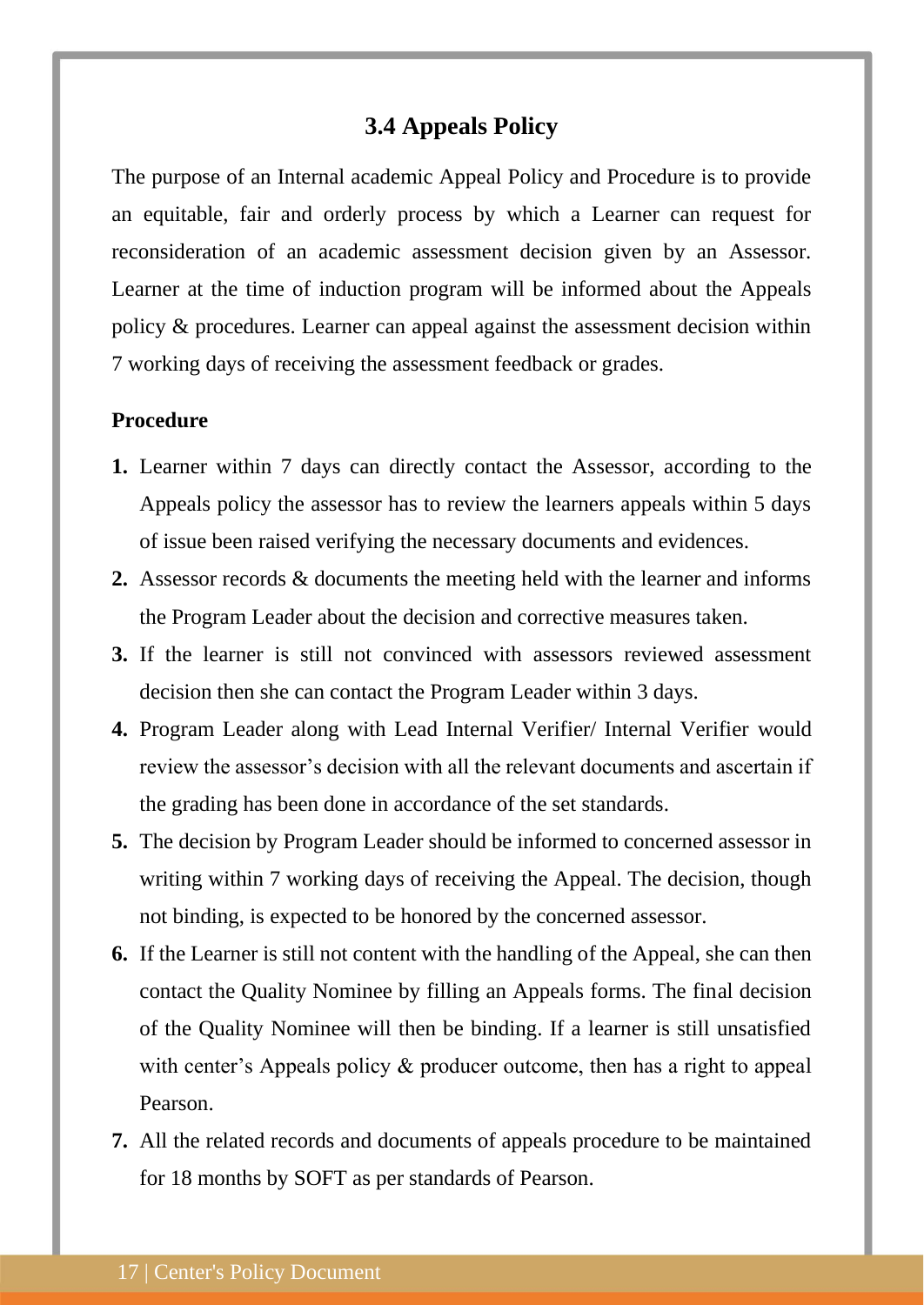## 3.4 Appeals Policy

The purpose of an Internal academic Appeal Policy and Procedure is to provide an equitable, fair and orderly process by which a Learner can request for reconsideration of an academic assessment decision given by an Assessor. Learner at the time of induction program will be informed about the Appeals policy & procedures. Learner can appeal against the assessment decision within 7 working days of receiving the assessment feedback or grades.

**Procedure**

1. Learner within 7 days can directly contact the Assessor, according to the Appeals policy the assessor has to review the learners appeals within 5 days of issue been raised verifying the necessary documents and evidences.
2. Assessor records & documents the meeting held with the learner and informs the Program Leader about the decision and corrective measures taken.
3. If the learner is still not convinced with assessors reviewed assessment decision then she can contact the Program Leader within 3 days.
4. Program Leader along with Lead Internal Verifier/ Internal Verifier would review the assessor's decision with all the relevant documents and ascertain if the grading has been done in accordance of the set standards.
5. The decision by Program Leader should be informed to concerned assessor in writing within 7 working days of receiving the Appeal. The decision, though not binding, is expected to be honored by the concerned assessor.
6. If the Learner is still not content with the handling of the Appeal, she can then contact the Quality Nominee by filling an Appeals forms. The final decision of the Quality Nominee will then be binding. If a learner is still unsatisfied with center's Appeals policy & producer outcome, then has a right to appeal Pearson.
7. All the related records and documents of appeals procedure to be maintained for 18 months by SOFT as per standards of Pearson.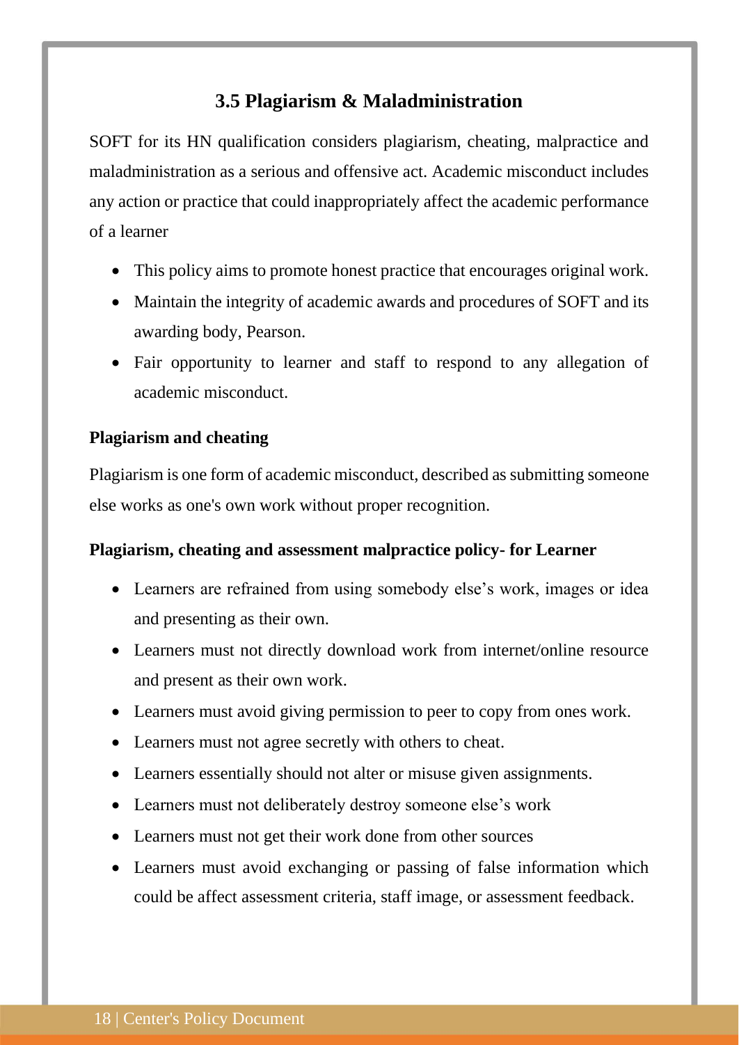## 3.5 Plagiarism & Maladministration

SOFT for its HN qualification considers plagiarism, cheating, malpractice and maladministration as a serious and offensive act. Academic misconduct includes any action or practice that could inappropriately affect the academic performance of a learner

- This policy aims to promote honest practice that encourages original work.
- Maintain the integrity of academic awards and procedures of SOFT and its awarding body, Pearson.
- Fair opportunity to learner and staff to respond to any allegation of academic misconduct.

**Plagiarism and cheating**

Plagiarism is one form of academic misconduct, described as submitting someone else works as one's own work without proper recognition.

**Plagiarism, cheating and assessment malpractice policy- for Learner**

- Learners are refrained from using somebody else's work, images or idea and presenting as their own.
- Learners must not directly download work from internet/online resource and present as their own work.
- Learners must avoid giving permission to peer to copy from ones work.
- Learners must not agree secretly with others to cheat.
- Learners essentially should not alter or misuse given assignments.
- Learners must not deliberately destroy someone else's work
- Learners must not get their work done from other sources
- Learners must avoid exchanging or passing of false information which could be affect assessment criteria, staff image, or assessment feedback.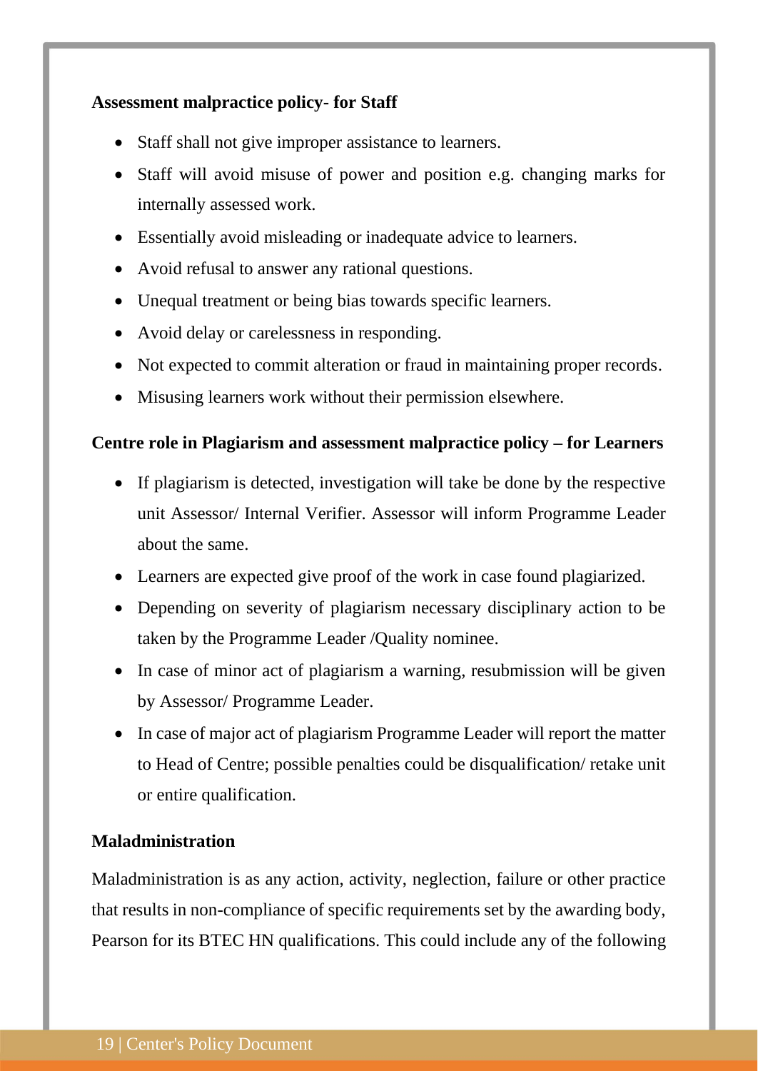**Assessment malpractice policy- for Staff**

- Staff shall not give improper assistance to learners.
- Staff will avoid misuse of power and position e.g. changing marks for internally assessed work.
- Essentially avoid misleading or inadequate advice to learners.
- Avoid refusal to answer any rational questions.
- Unequal treatment or being bias towards specific learners.
- Avoid delay or carelessness in responding.
- Not expected to commit alteration or fraud in maintaining proper records.
- Misusing learners work without their permission elsewhere.

**Centre role in Plagiarism and assessment malpractice policy – for Learners**

- If plagiarism is detected, investigation will take be done by the respective unit Assessor/ Internal Verifier. Assessor will inform Programme Leader about the same.
- Learners are expected give proof of the work in case found plagiarized.
- Depending on severity of plagiarism necessary disciplinary action to be taken by the Programme Leader /Quality nominee.
- In case of minor act of plagiarism a warning, resubmission will be given by Assessor/ Programme Leader.
- In case of major act of plagiarism Programme Leader will report the matter to Head of Centre; possible penalties could be disqualification/ retake unit or entire qualification.

**Maladministration**

Maladministration is as any action, activity, neglection, failure or other practice that results in non-compliance of specific requirements set by the awarding body, Pearson for its BTEC HN qualifications. This could include any of the following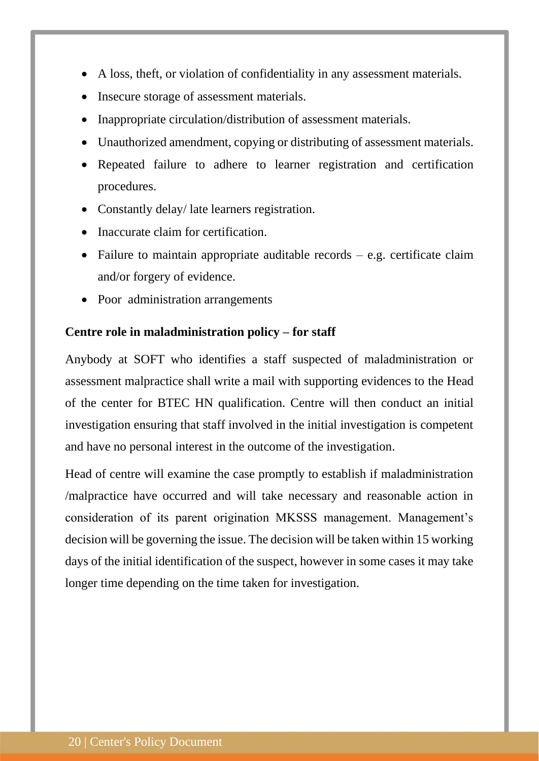- A loss, theft, or violation of confidentiality in any assessment materials.
- Insecure storage of assessment materials.
- Inappropriate circulation/distribution of assessment materials.
- Unauthorized amendment, copying or distributing of assessment materials.
- Repeated failure to adhere to learner registration and certification procedures.
- Constantly delay/ late learners registration.
- Inaccurate claim for certification.
- Failure to maintain appropriate auditable records – e.g. certificate claim and/or forgery of evidence.
- Poor administration arrangements

**Centre role in maladministration policy – for staff**

Anybody at SOFT who identifies a staff suspected of maladministration or assessment malpractice shall write a mail with supporting evidences to the Head of the center for BTEC HN qualification. Centre will then conduct an initial investigation ensuring that staff involved in the initial investigation is competent and have no personal interest in the outcome of the investigation.

Head of centre will examine the case promptly to establish if maladministration /malpractice have occurred and will take necessary and reasonable action in consideration of its parent origination MKSSS management. Management's decision will be governing the issue. The decision will be taken within 15 working days of the initial identification of the suspect, however in some cases it may take longer time depending on the time taken for investigation.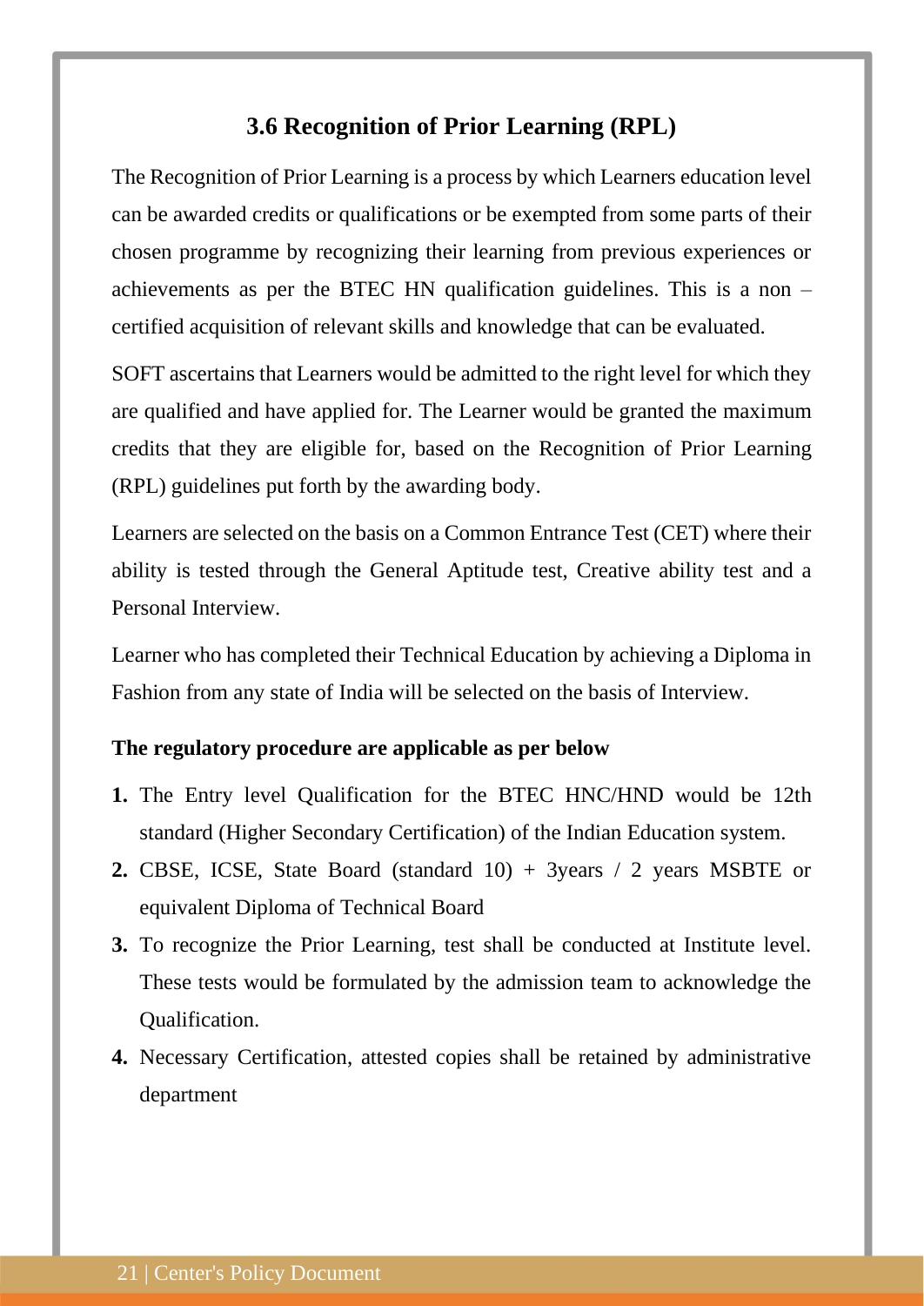## 3.6 Recognition of Prior Learning (RPL)

The Recognition of Prior Learning is a process by which Learners education level can be awarded credits or qualifications or be exempted from some parts of their chosen programme by recognizing their learning from previous experiences or achievements as per the BTEC HN qualification guidelines. This is a non – certified acquisition of relevant skills and knowledge that can be evaluated.

SOFT ascertains that Learners would be admitted to the right level for which they are qualified and have applied for. The Learner would be granted the maximum credits that they are eligible for, based on the Recognition of Prior Learning (RPL) guidelines put forth by the awarding body.

Learners are selected on the basis on a Common Entrance Test (CET) where their ability is tested through the General Aptitude test, Creative ability test and a Personal Interview.

Learner who has completed their Technical Education by achieving a Diploma in Fashion from any state of India will be selected on the basis of Interview.

**The regulatory procedure are applicable as per below**

1. The Entry level Qualification for the BTEC HNC/HND would be 12th standard (Higher Secondary Certification) of the Indian Education system.
2. CBSE, ICSE, State Board (standard 10) + 3years / 2 years MSBTE or equivalent Diploma of Technical Board
3. To recognize the Prior Learning, test shall be conducted at Institute level. These tests would be formulated by the admission team to acknowledge the Qualification.
4. Necessary Certification, attested copies shall be retained by administrative department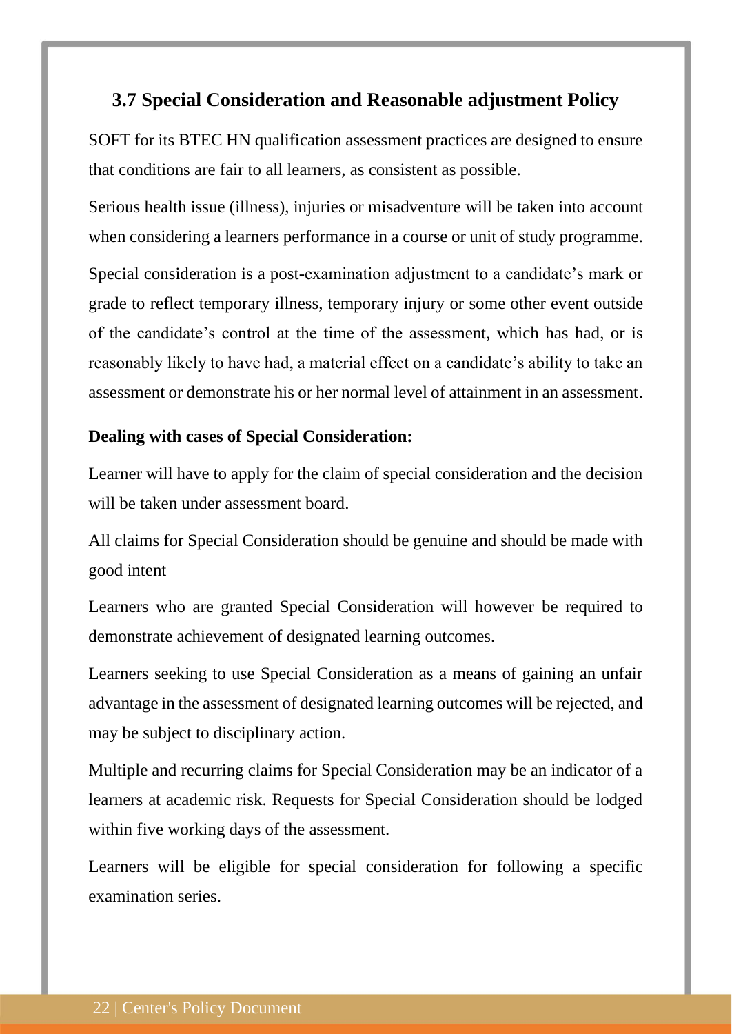### 3.7 Special Consideration and Reasonable adjustment Policy

SOFT for its BTEC HN qualification assessment practices are designed to ensure that conditions are fair to all learners, as consistent as possible.

Serious health issue (illness), injuries or misadventure will be taken into account when considering a learners performance in a course or unit of study programme.

Special consideration is a post-examination adjustment to a candidate's mark or grade to reflect temporary illness, temporary injury or some other event outside of the candidate's control at the time of the assessment, which has had, or is reasonably likely to have had, a material effect on a candidate's ability to take an assessment or demonstrate his or her normal level of attainment in an assessment.

**Dealing with cases of Special Consideration:**

Learner will have to apply for the claim of special consideration and the decision will be taken under assessment board.

All claims for Special Consideration should be genuine and should be made with good intent

Learners who are granted Special Consideration will however be required to demonstrate achievement of designated learning outcomes.

Learners seeking to use Special Consideration as a means of gaining an unfair advantage in the assessment of designated learning outcomes will be rejected, and may be subject to disciplinary action.

Multiple and recurring claims for Special Consideration may be an indicator of a learners at academic risk. Requests for Special Consideration should be lodged within five working days of the assessment.

Learners will be eligible for special consideration for following a specific examination series.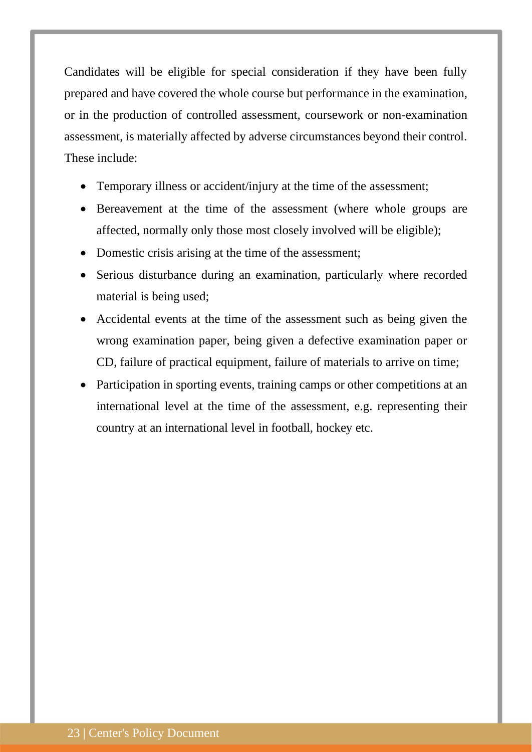Candidates will be eligible for special consideration if they have been fully prepared and have covered the whole course but performance in the examination, or in the production of controlled assessment, coursework or non-examination assessment, is materially affected by adverse circumstances beyond their control. These include:

- Temporary illness or accident/injury at the time of the assessment;
- Bereavement at the time of the assessment (where whole groups are affected, normally only those most closely involved will be eligible);
- Domestic crisis arising at the time of the assessment;
- Serious disturbance during an examination, particularly where recorded material is being used;
- Accidental events at the time of the assessment such as being given the wrong examination paper, being given a defective examination paper or CD, failure of practical equipment, failure of materials to arrive on time;
- Participation in sporting events, training camps or other competitions at an international level at the time of the assessment, e.g. representing their country at an international level in football, hockey etc.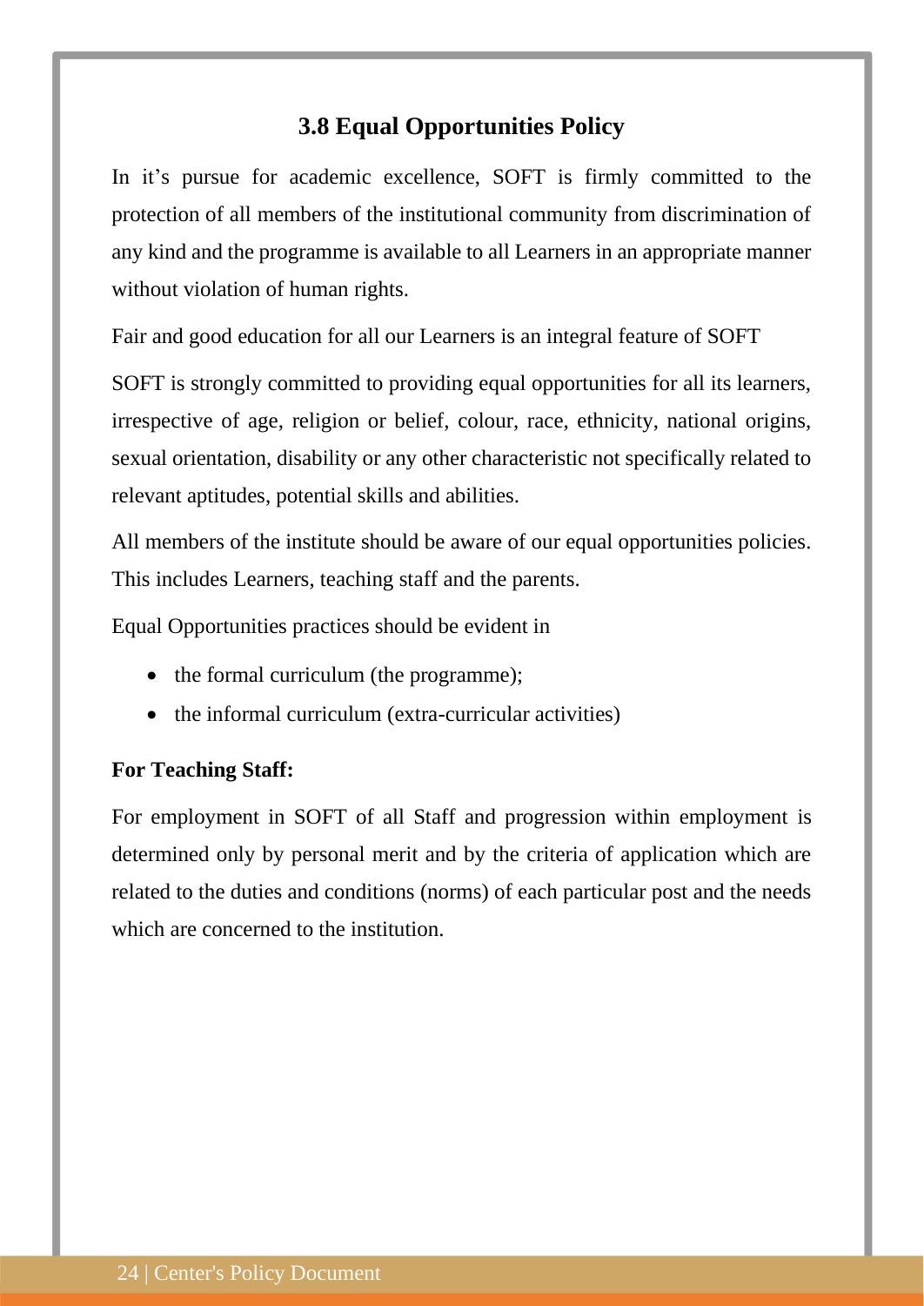## 3.8 Equal Opportunities Policy

In it's pursue for academic excellence, SOFT is firmly committed to the protection of all members of the institutional community from discrimination of any kind and the programme is available to all Learners in an appropriate manner without violation of human rights.

Fair and good education for all our Learners is an integral feature of SOFT

SOFT is strongly committed to providing equal opportunities for all its learners, irrespective of age, religion or belief, colour, race, ethnicity, national origins, sexual orientation, disability or any other characteristic not specifically related to relevant aptitudes, potential skills and abilities.

All members of the institute should be aware of our equal opportunities policies. This includes Learners, teaching staff and the parents.

Equal Opportunities practices should be evident in

- the formal curriculum (the programme);
- the informal curriculum (extra-curricular activities)

**For Teaching Staff:**

For employment in SOFT of all Staff and progression within employment is determined only by personal merit and by the criteria of application which are related to the duties and conditions (norms) of each particular post and the needs which are concerned to the institution.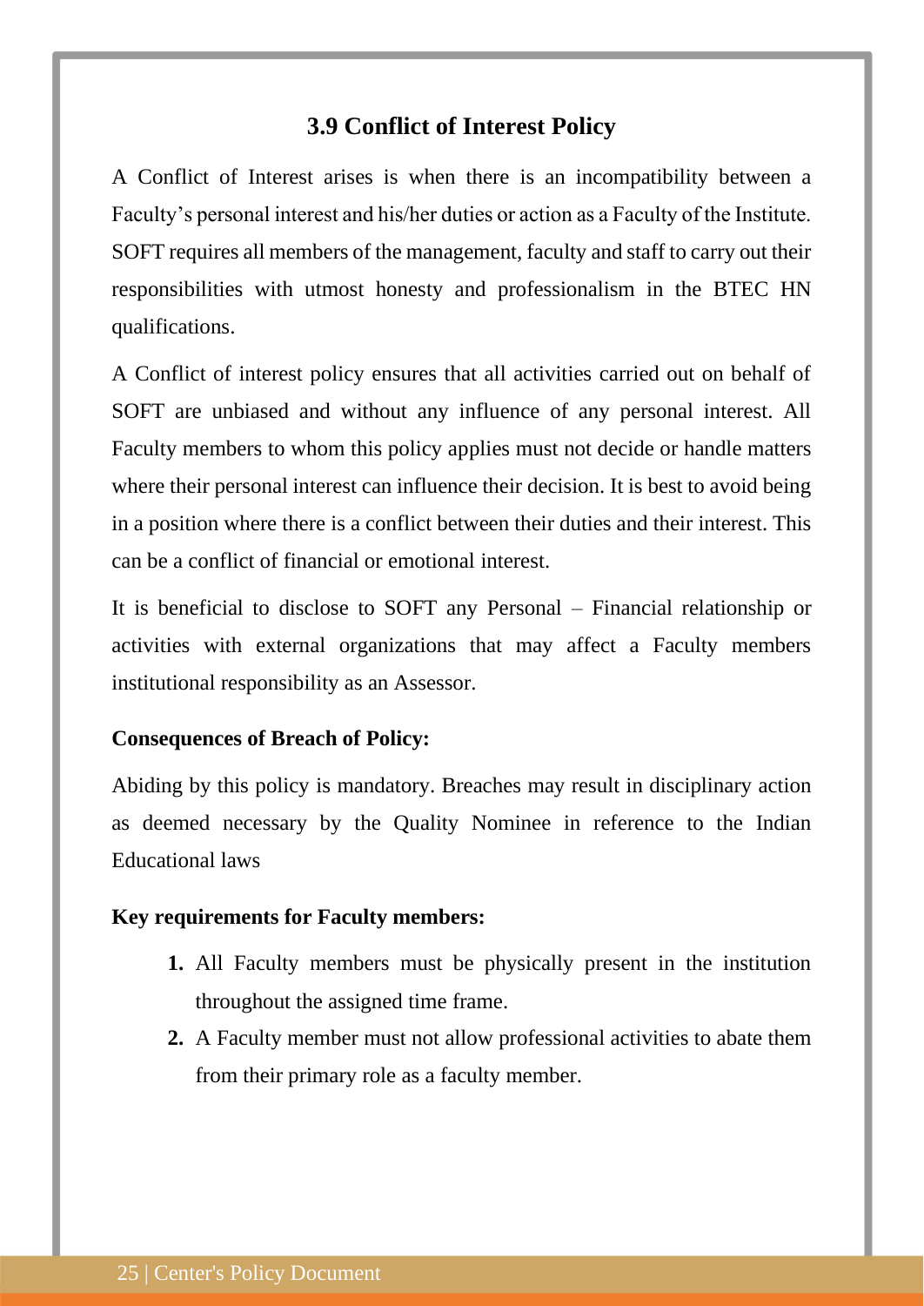## 3.9 Conflict of Interest Policy

A Conflict of Interest arises is when there is an incompatibility between a Faculty's personal interest and his/her duties or action as a Faculty of the Institute. SOFT requires all members of the management, faculty and staff to carry out their responsibilities with utmost honesty and professionalism in the BTEC HN qualifications.

A Conflict of interest policy ensures that all activities carried out on behalf of SOFT are unbiased and without any influence of any personal interest. All Faculty members to whom this policy applies must not decide or handle matters where their personal interest can influence their decision. It is best to avoid being in a position where there is a conflict between their duties and their interest. This can be a conflict of financial or emotional interest.

It is beneficial to disclose to SOFT any Personal – Financial relationship or activities with external organizations that may affect a Faculty members institutional responsibility as an Assessor.

**Consequences of Breach of Policy:**

Abiding by this policy is mandatory. Breaches may result in disciplinary action as deemed necessary by the Quality Nominee in reference to the Indian Educational laws

**Key requirements for Faculty members:**

1. All Faculty members must be physically present in the institution throughout the assigned time frame.
2. A Faculty member must not allow professional activities to abate them from their primary role as a faculty member.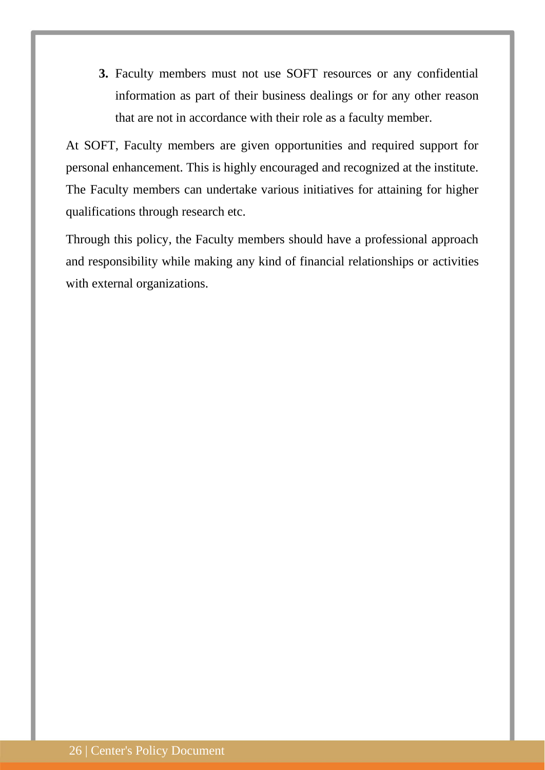3. Faculty members must not use SOFT resources or any confidential information as part of their business dealings or for any other reason that are not in accordance with their role as a faculty member.

At SOFT, Faculty members are given opportunities and required support for personal enhancement. This is highly encouraged and recognized at the institute. The Faculty members can undertake various initiatives for attaining for higher qualifications through research etc.

Through this policy, the Faculty members should have a professional approach and responsibility while making any kind of financial relationships or activities with external organizations.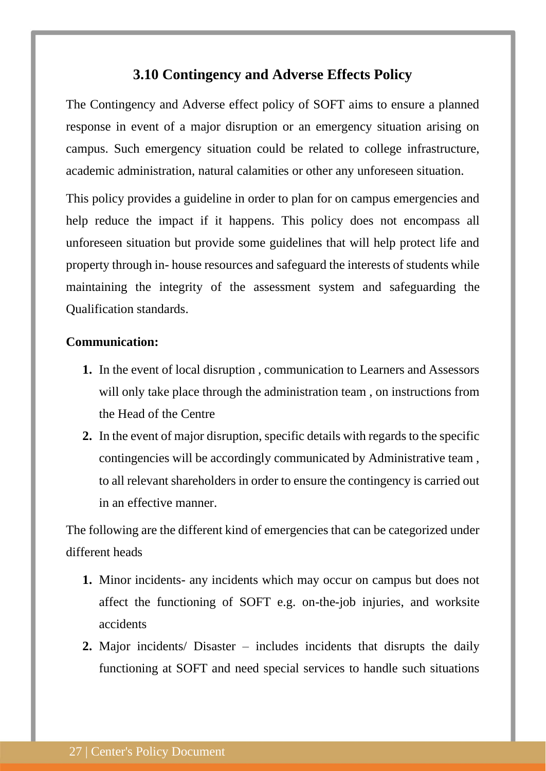### 3.10 Contingency and Adverse Effects Policy

The Contingency and Adverse effect policy of SOFT aims to ensure a planned response in event of a major disruption or an emergency situation arising on campus. Such emergency situation could be related to college infrastructure, academic administration, natural calamities or other any unforeseen situation.

This policy provides a guideline in order to plan for on campus emergencies and help reduce the impact if it happens. This policy does not encompass all unforeseen situation but provide some guidelines that will help protect life and property through in- house resources and safeguard the interests of students while maintaining the integrity of the assessment system and safeguarding the Qualification standards.

**Communication:**

1. In the event of local disruption , communication to Learners and Assessors will only take place through the administration team , on instructions from the Head of the Centre
2. In the event of major disruption, specific details with regards to the specific contingencies will be accordingly communicated by Administrative team , to all relevant shareholders in order to ensure the contingency is carried out in an effective manner.

The following are the different kind of emergencies that can be categorized under different heads

1. Minor incidents- any incidents which may occur on campus but does not affect the functioning of SOFT e.g. on-the-job injuries, and worksite accidents
2. Major incidents/ Disaster – includes incidents that disrupts the daily functioning at SOFT and need special services to handle such situations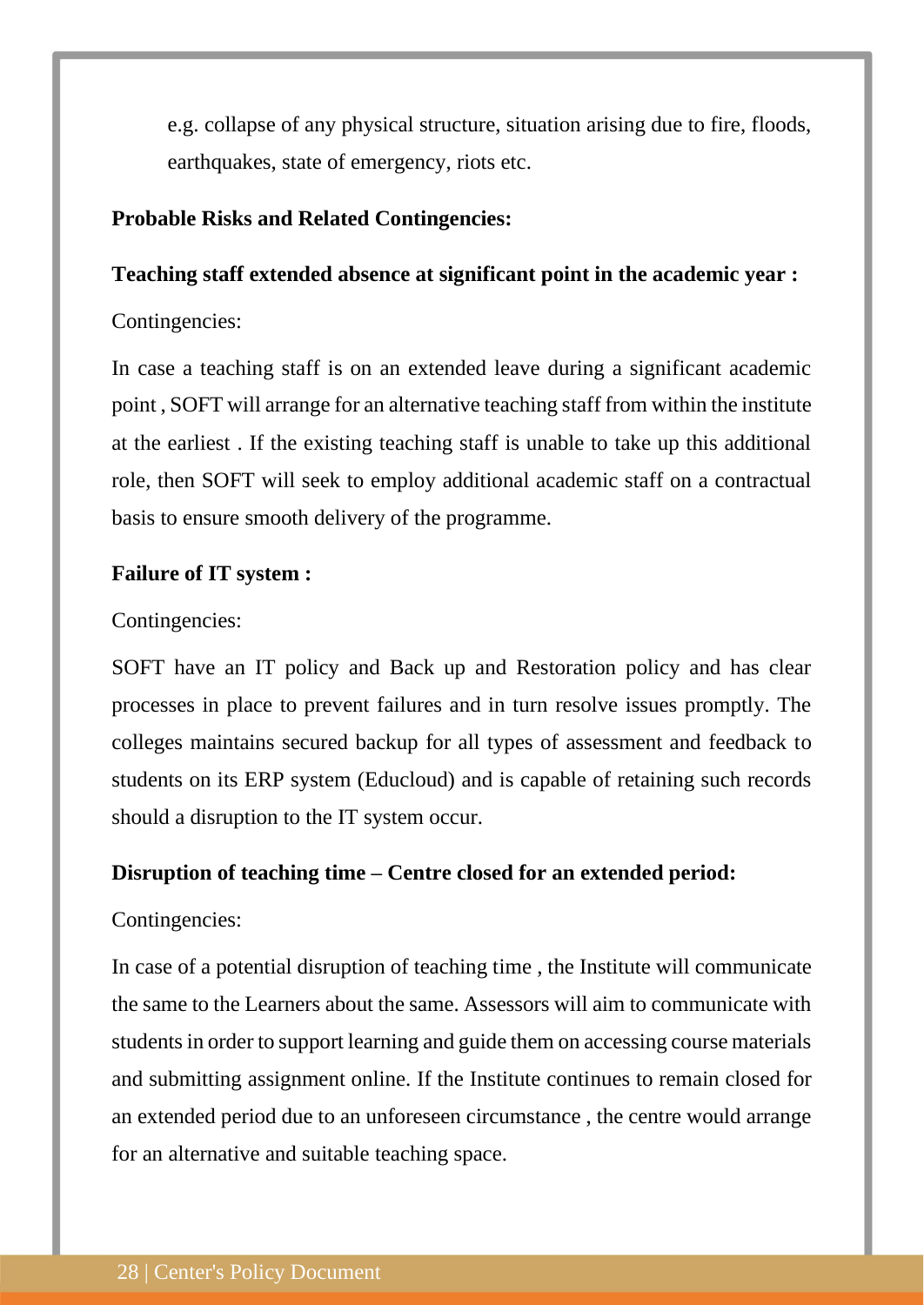e.g. collapse of any physical structure, situation arising due to fire, floods, earthquakes, state of emergency, riots etc.

**Probable Risks and Related Contingencies:**

**Teaching staff extended absence at significant point in the academic year :**

Contingencies:

In case a teaching staff is on an extended leave during a significant academic point , SOFT will arrange for an alternative teaching staff from within the institute at the earliest . If the existing teaching staff is unable to take up this additional role, then SOFT will seek to employ additional academic staff on a contractual basis to ensure smooth delivery of the programme.

**Failure of IT system :**

Contingencies:

SOFT have an IT policy and Back up and Restoration policy and has clear processes in place to prevent failures and in turn resolve issues promptly. The colleges maintains secured backup for all types of assessment and feedback to students on its ERP system (Educloud) and is capable of retaining such records should a disruption to the IT system occur.

**Disruption of teaching time – Centre closed for an extended period:**

Contingencies:

In case of a potential disruption of teaching time , the Institute will communicate the same to the Learners about the same. Assessors will aim to communicate with students in order to support learning and guide them on accessing course materials and submitting assignment online. If the Institute continues to remain closed for an extended period due to an unforeseen circumstance , the centre would arrange for an alternative and suitable teaching space.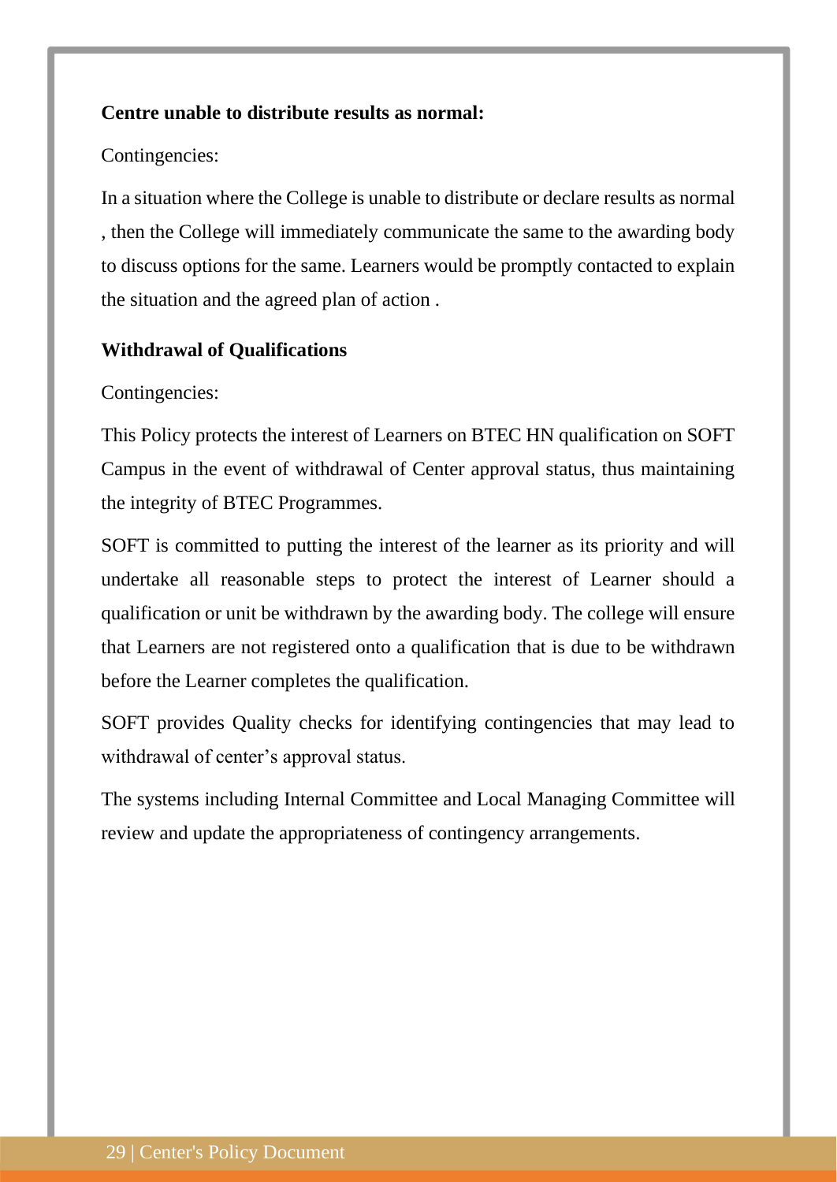**Centre unable to distribute results as normal:**

Contingencies:

In a situation where the College is unable to distribute or declare results as normal , then the College will immediately communicate the same to the awarding body to discuss options for the same. Learners would be promptly contacted to explain the situation and the agreed plan of action .

**Withdrawal of Qualifications**

Contingencies:

This Policy protects the interest of Learners on BTEC HN qualification on SOFT Campus in the event of withdrawal of Center approval status, thus maintaining the integrity of BTEC Programmes.

SOFT is committed to putting the interest of the learner as its priority and will undertake all reasonable steps to protect the interest of Learner should a qualification or unit be withdrawn by the awarding body. The college will ensure that Learners are not registered onto a qualification that is due to be withdrawn before the Learner completes the qualification.

SOFT provides Quality checks for identifying contingencies that may lead to withdrawal of center's approval status.

The systems including Internal Committee and Local Managing Committee will review and update the appropriateness of contingency arrangements.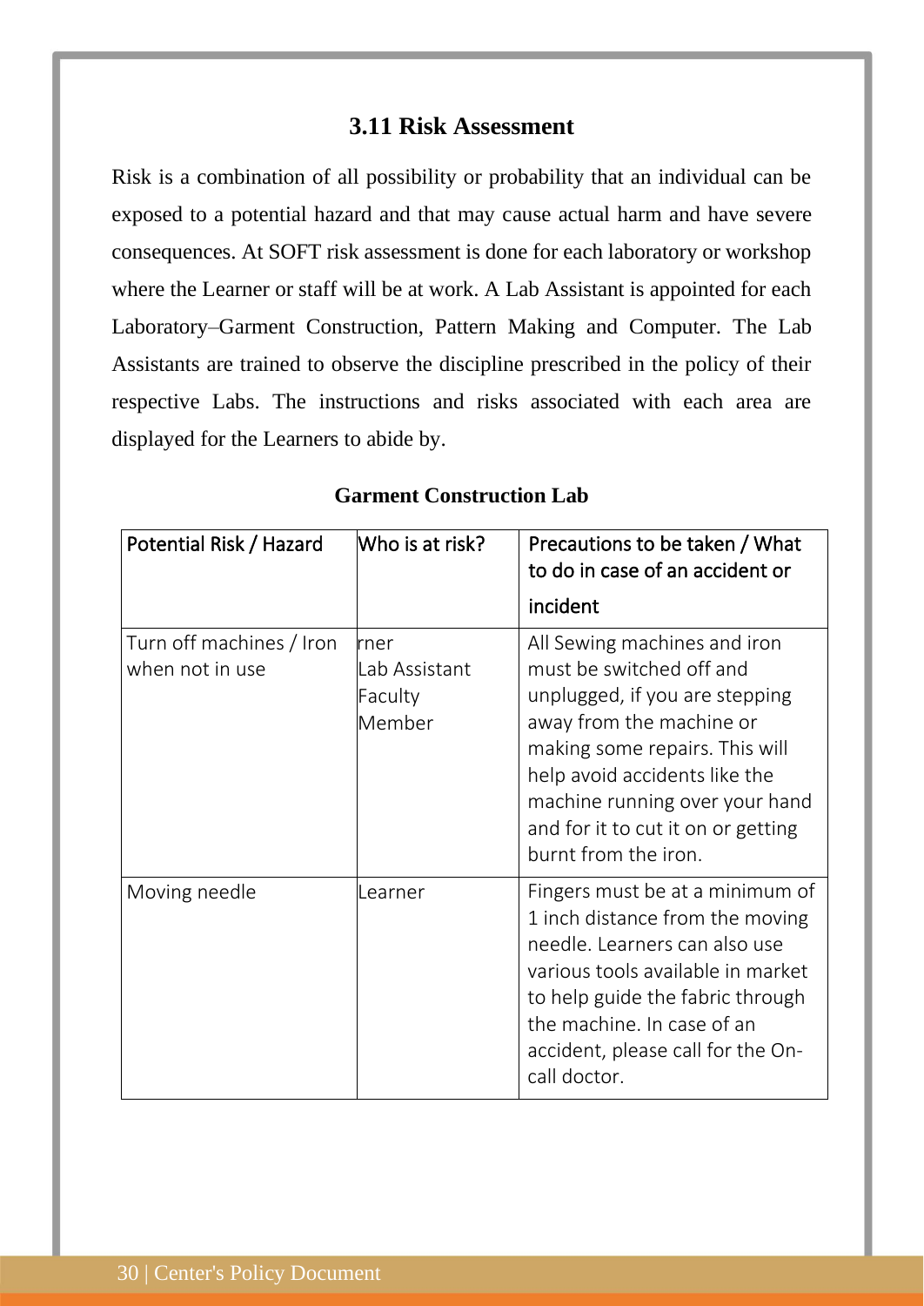### 3.11 Risk Assessment

Risk is a combination of all possibility or probability that an individual can be exposed to a potential hazard and that may cause actual harm and have severe consequences. At SOFT risk assessment is done for each laboratory or workshop where the Learner or staff will be at work. A Lab Assistant is appointed for each Laboratory–Garment Construction, Pattern Making and Computer. The Lab Assistants are trained to observe the discipline prescribed in the policy of their respective Labs. The instructions and risks associated with each area are displayed for the Learners to abide by.

**Garment Construction Lab**

| Potential Risk / Hazard | Who is at risk? | Precautions to be taken / What to do in case of an accident or incident |
|---|---|---|
| Turn off machines / Iron when not in use | rner<br>Lab Assistant<br>Faculty Member | All Sewing machines and iron must be switched off and unplugged, if you are stepping away from the machine or making some repairs. This will help avoid accidents like the machine running over your hand and for it to cut it on or getting burnt from the iron. |
| Moving needle | Learner | Fingers must be at a minimum of 1 inch distance from the moving needle. Learners can also use various tools available in market to help guide the fabric through the machine. In case of an accident, please call for the On-call doctor. |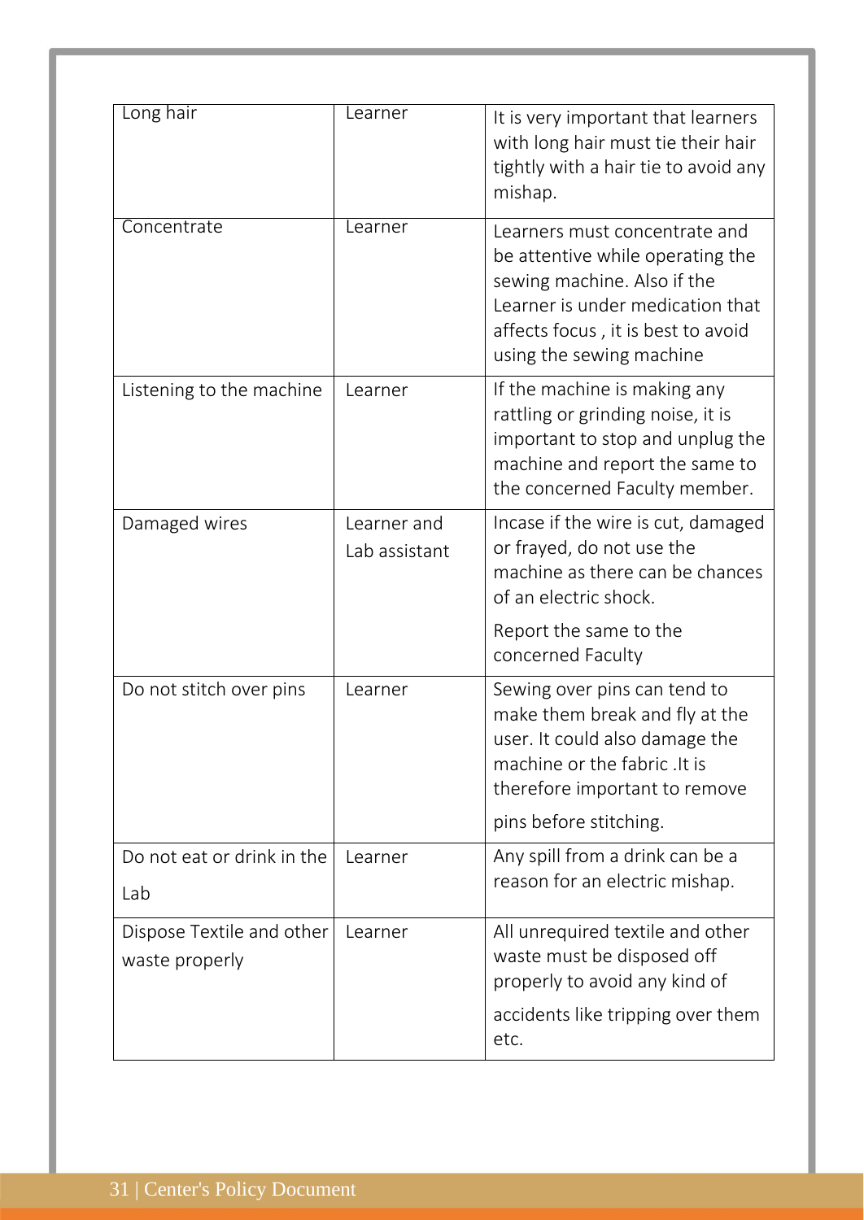| Long hair | Learner | It is very important that learners with long hair must tie their hair tightly with a hair tie to avoid any mishap. |
|---|---|---|
| Concentrate | Learner | Learners must concentrate and be attentive while operating the sewing machine. Also if the Learner is under medication that affects focus , it is best to avoid using the sewing machine |
| Listening to the machine | Learner | If the machine is making any rattling or grinding noise, it is important to stop and unplug the machine and report the same to the concerned Faculty member. |
| Damaged wires | Learner and Lab assistant | Incase if the wire is cut, damaged or frayed, do not use the machine as there can be chances of an electric shock.<br>Report the same to the concerned Faculty |
| Do not stitch over pins | Learner | Sewing over pins can tend to make them break and fly at the user. It could also damage the machine or the fabric .It is therefore important to remove pins before stitching. |
| Do not eat or drink in the Lab | Learner | Any spill from a drink can be a reason for an electric mishap. |
| Dispose Textile and other waste properly | Learner | All unrequired textile and other waste must be disposed off properly to avoid any kind of accidents like tripping over them etc. |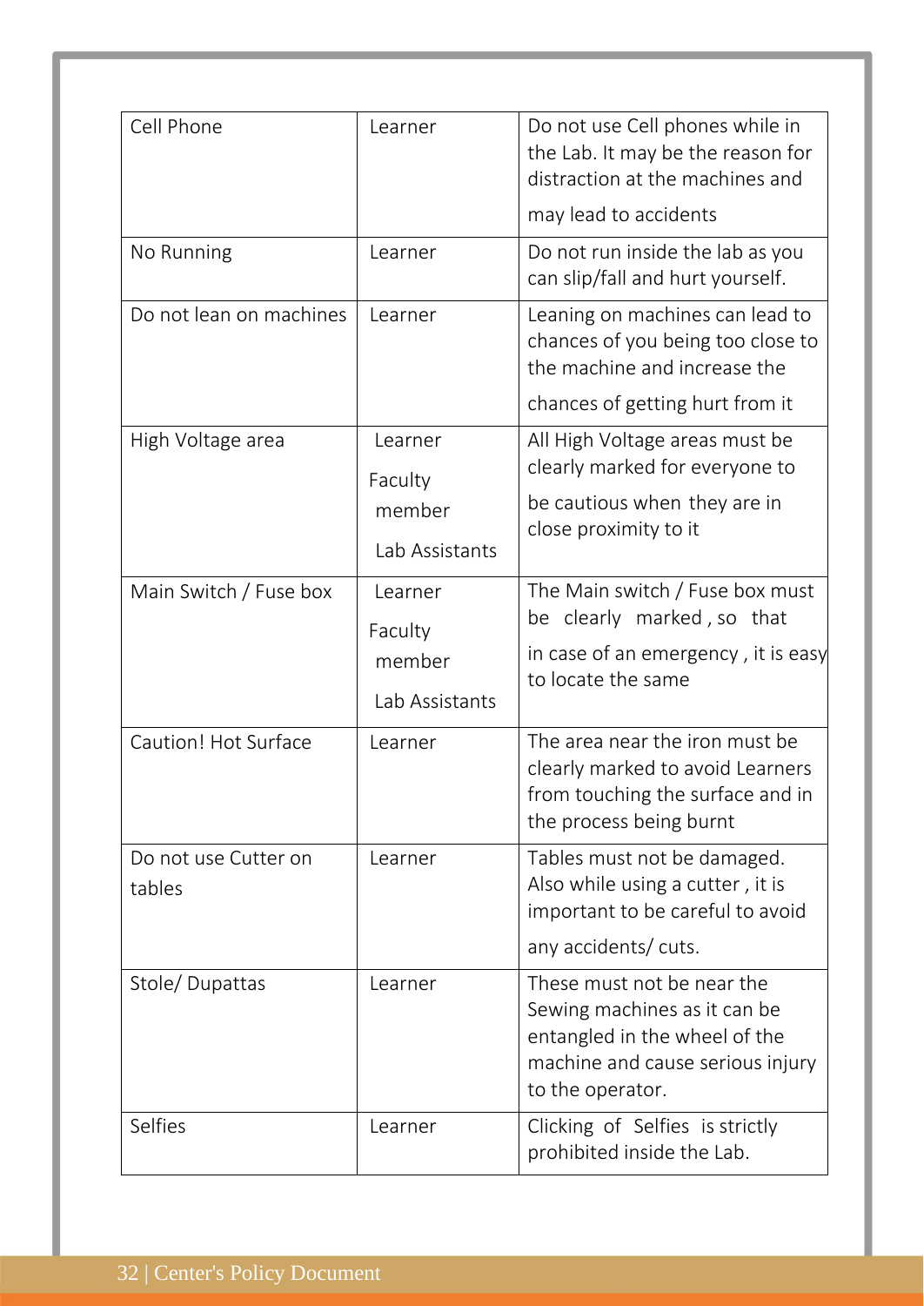| Cell Phone | Learner | Do not use Cell phones while in the Lab. It may be the reason for distraction at the machines and may lead to accidents |
|---|---|---|
| No Running | Learner | Do not run inside the lab as you can slip/fall and hurt yourself. |
| Do not lean on machines | Learner | Leaning on machines can lead to chances of you being too close to the machine and increase the chances of getting hurt from it |
| High Voltage area | Learner Faculty member Lab Assistants | All High Voltage areas must be clearly marked for everyone to be cautious when they are in close proximity to it |
| Main Switch / Fuse box | Learner Faculty member Lab Assistants | The Main switch / Fuse box must be clearly marked , so that in case of an emergency , it is easy to locate the same |
| Caution! Hot Surface | Learner | The area near the iron must be clearly marked to avoid Learners from touching the surface and in the process being burnt |
| Do not use Cutter on tables | Learner | Tables must not be damaged. Also while using a cutter , it is important to be careful to avoid any accidents/ cuts. |
| Stole/ Dupattas | Learner | These must not be near the Sewing machines as it can be entangled in the wheel of the machine and cause serious injury to the operator. |
| Selfies | Learner | Clicking of Selfies is strictly prohibited inside the Lab. |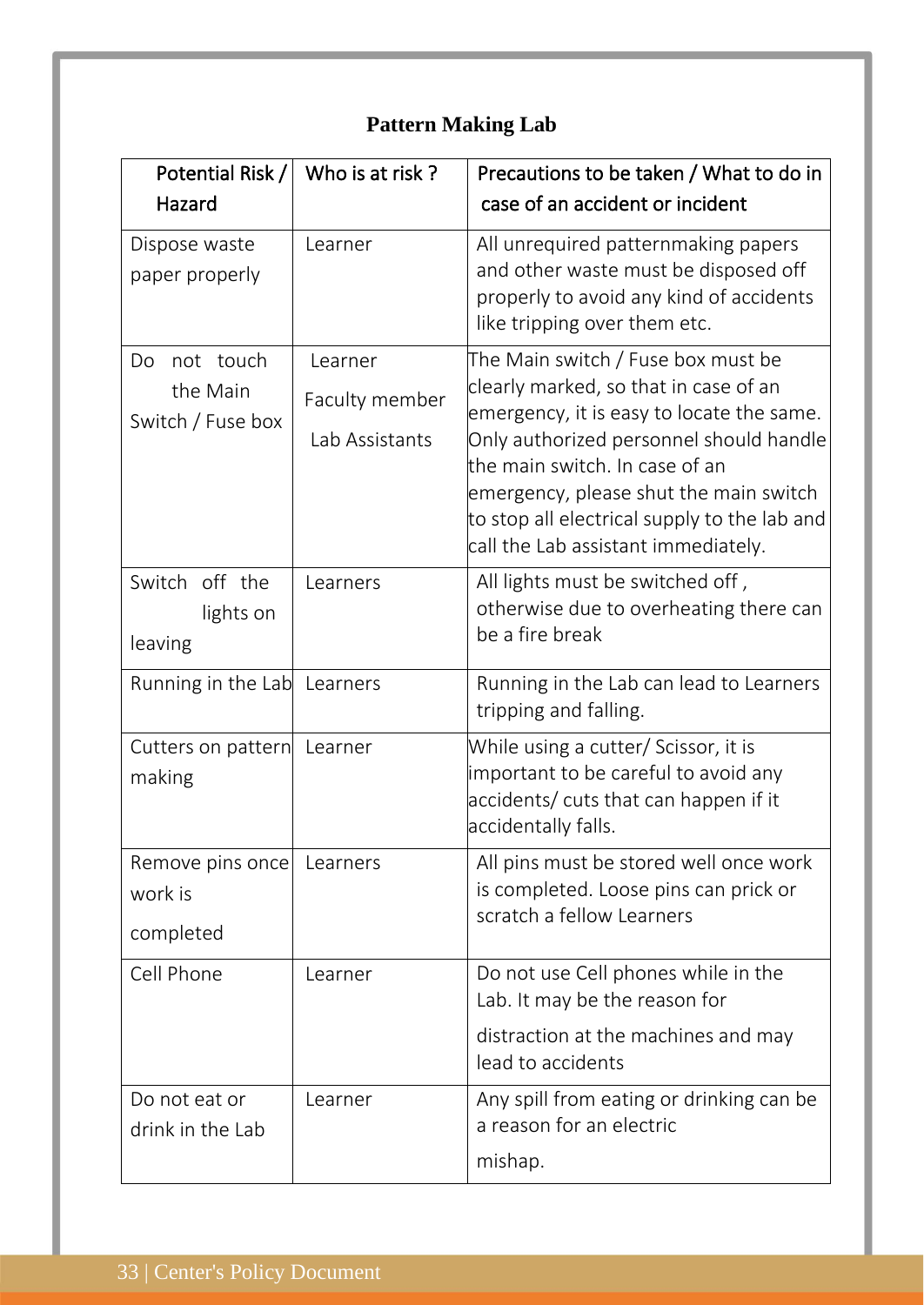## Pattern Making Lab

| Potential Risk / Hazard | Who is at risk ? | Precautions to be taken / What to do in case of an accident or incident |
|---|---|---|
| Dispose waste paper properly | Learner | All unrequired patternmaking papers and other waste must be disposed off properly to avoid any kind of accidents like tripping over them etc. |
| Do not touch the Main Switch / Fuse box | Learner<br>Faculty member<br>Lab Assistants | The Main switch / Fuse box must be clearly marked, so that in case of an emergency, it is easy to locate the same. Only authorized personnel should handle the main switch. In case of an emergency, please shut the main switch to stop all electrical supply to the lab and call the Lab assistant immediately. |
| Switch off the lights on leaving | Learners | All lights must be switched off , otherwise due to overheating there can be a fire break |
| Running in the Lab | Learners | Running in the Lab can lead to Learners tripping and falling. |
| Cutters on pattern making | Learner | While using a cutter/ Scissor, it is important to be careful to avoid any accidents/ cuts that can happen if it accidentally falls. |
| Remove pins once work is completed | Learners | All pins must be stored well once work is completed. Loose pins can prick or scratch a fellow Learners |
| Cell Phone | Learner | Do not use Cell phones while in the Lab. It may be the reason for distraction at the machines and may lead to accidents |
| Do not eat or drink in the Lab | Learner | Any spill from eating or drinking can be a reason for an electric mishap. |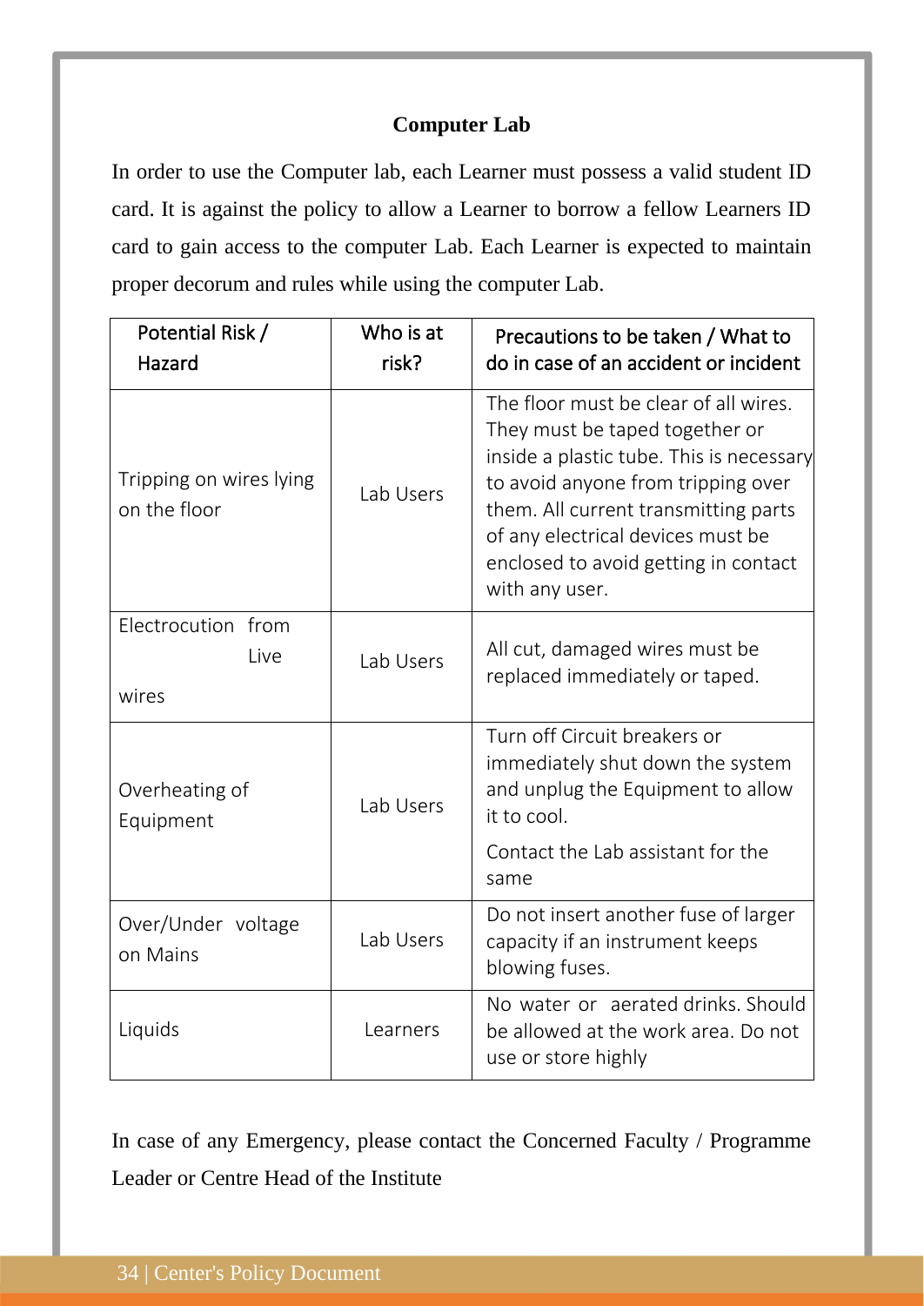## Computer Lab

In order to use the Computer lab, each Learner must possess a valid student ID card. It is against the policy to allow a Learner to borrow a fellow Learners ID card to gain access to the computer Lab. Each Learner is expected to maintain proper decorum and rules while using the computer Lab.

| Potential Risk / Hazard | Who is at risk? | Precautions to be taken / What to do in case of an accident or incident |
|---|---|---|
| Tripping on wires lying on the floor | Lab Users | The floor must be clear of all wires. They must be taped together or inside a plastic tube. This is necessary to avoid anyone from tripping over them. All current transmitting parts of any electrical devices must be enclosed to avoid getting in contact with any user. |
| Electrocution from Live wires | Lab Users | All cut, damaged wires must be replaced immediately or taped. |
| Overheating of Equipment | Lab Users | Turn off Circuit breakers or immediately shut down the system and unplug the Equipment to allow it to cool.<br>Contact the Lab assistant for the same |
| Over/Under voltage on Mains | Lab Users | Do not insert another fuse of larger capacity if an instrument keeps blowing fuses. |
| Liquids | Learners | No water or aerated drinks. Should be allowed at the work area. Do not use or store highly |

In case of any Emergency, please contact the Concerned Faculty / Programme Leader or Centre Head of the Institute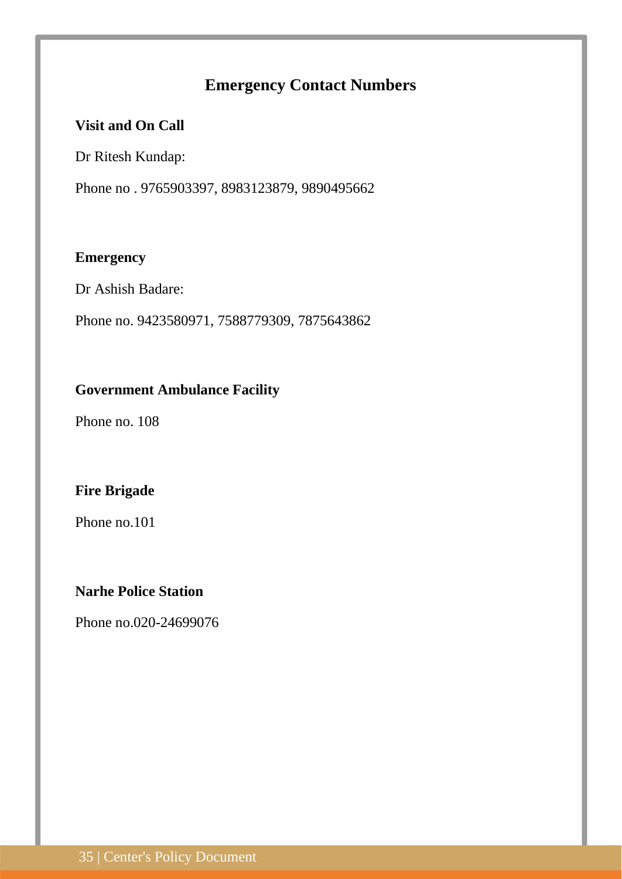## Emergency Contact Numbers

**Visit and On Call**

Dr Ritesh Kundap:

Phone no . 9765903397, 8983123879, 9890495662

**Emergency**

Dr Ashish Badare:

Phone no. 9423580971, 7588779309, 7875643862

**Government Ambulance Facility**

Phone no. 108

**Fire Brigade**

Phone no.101

**Narhe Police Station**

Phone no.020-24699076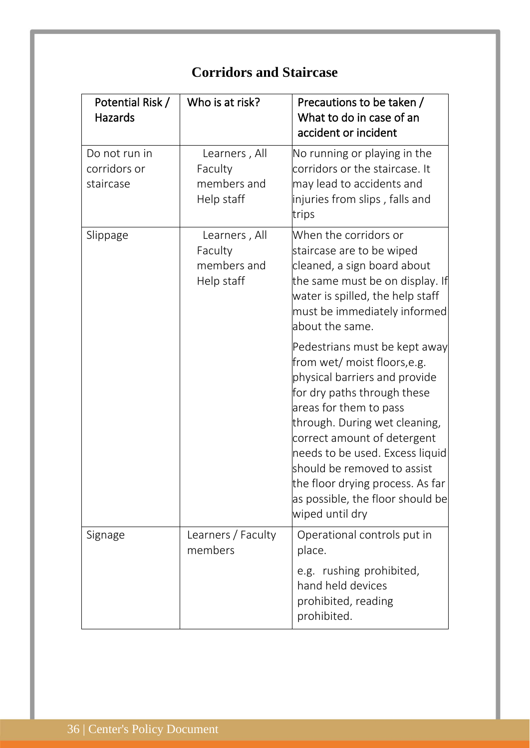## Corridors and Staircase

| Potential Risk / Hazards | Who is at risk? | Precautions to be taken / What to do in case of an accident or incident |
|---|---|---|
| Do not run in corridors or staircase | Learners , All Faculty members and Help staff | No running or playing in the corridors or the staircase. It may lead to accidents and injuries from slips , falls and trips |
| Slippage | Learners , All Faculty members and Help staff | When the corridors or staircase are to be wiped cleaned, a sign board about the same must be on display. If water is spilled, the help staff must be immediately informed about the same.<br><br>Pedestrians must be kept away from wet/ moist floors,e.g. physical barriers and provide for dry paths through these areas for them to pass through. During wet cleaning, correct amount of detergent needs to be used. Excess liquid should be removed to assist the floor drying process. As far as possible, the floor should be wiped until dry |
| Signage | Learners / Faculty members | Operational controls put in place.<br><br>e.g. rushing prohibited, hand held devices prohibited, reading prohibited. |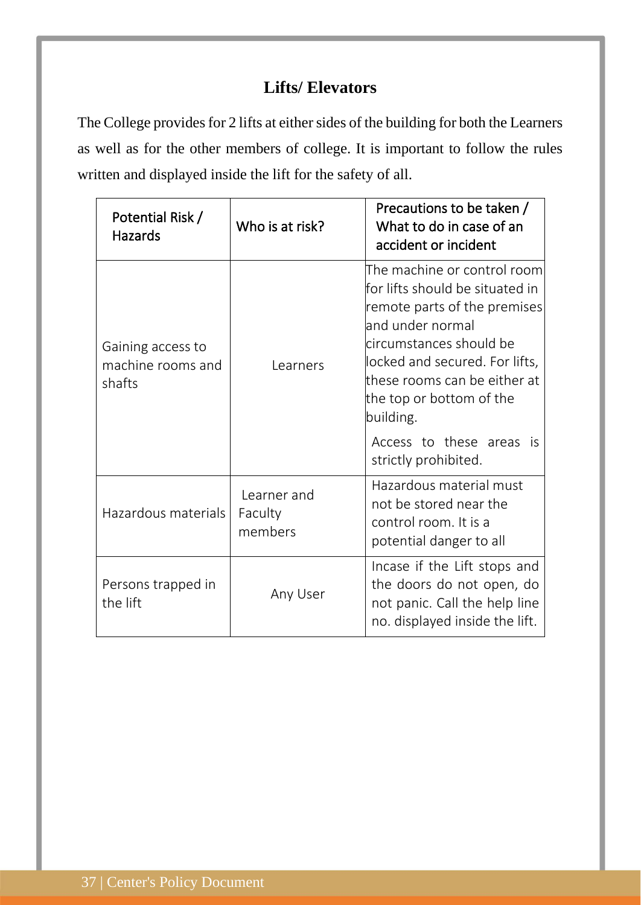## Lifts/ Elevators

The College provides for 2 lifts at either sides of the building for both the Learners as well as for the other members of college. It is important to follow the rules written and displayed inside the lift for the safety of all.

| Potential Risk / Hazards | Who is at risk? | Precautions to be taken / What to do in case of an accident or incident |
|---|---|---|
| Gaining access to machine rooms and shafts | Learners | The machine or control room for lifts should be situated in remote parts of the premises and under normal circumstances should be locked and secured. For lifts, these rooms can be either at the top or bottom of the building.<br>Access to these areas is strictly prohibited. |
| Hazardous materials | Learner and Faculty members | Hazardous material must not be stored near the control room. It is a potential danger to all |
| Persons trapped in the lift | Any User | Incase if the Lift stops and the doors do not open, do not panic. Call the help line no. displayed inside the lift. |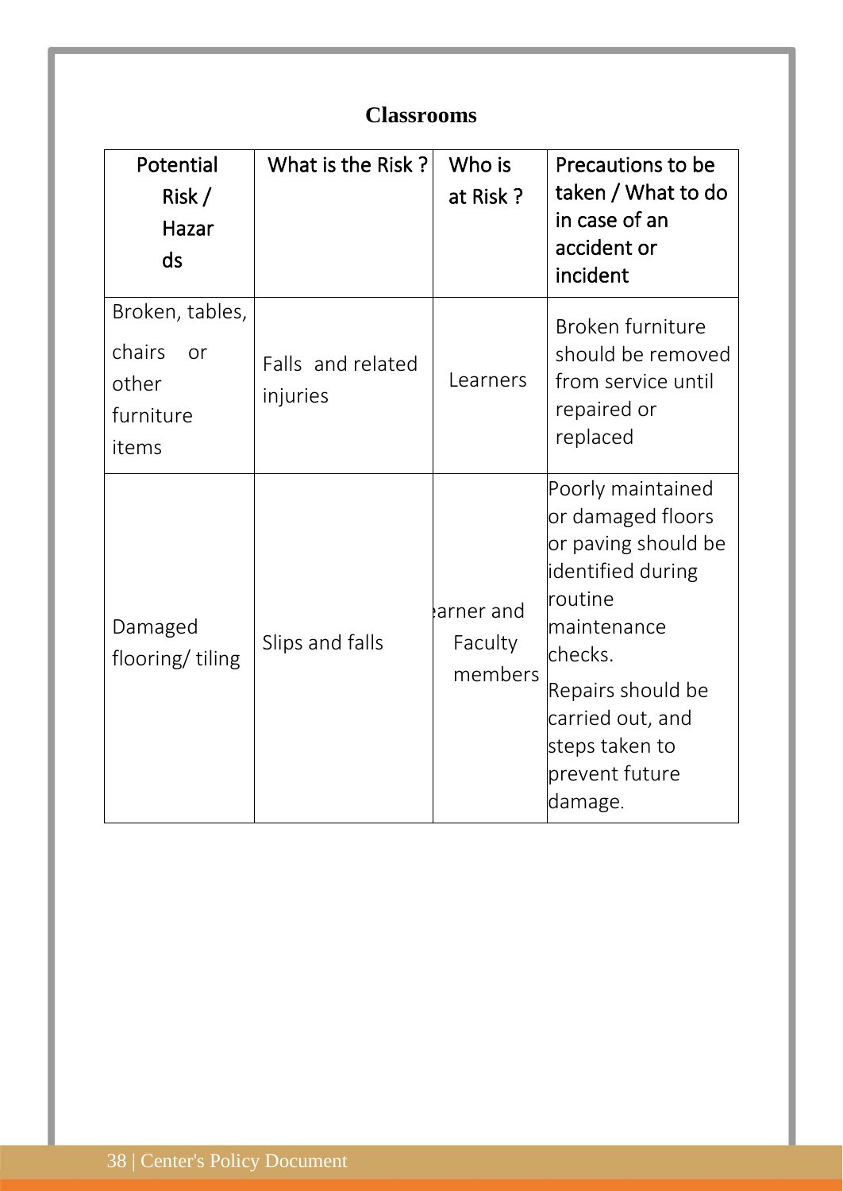## Classrooms

| Potential Risk / Hazards | What is the Risk ? | Who is at Risk ? | Precautions to be taken / What to do in case of an accident or incident |
|---|---|---|---|
| Broken, tables, chairs or other furniture items | Falls and related injuries | Learners | Broken furniture should be removed from service until repaired or replaced |
| Damaged flooring/ tiling | Slips and falls | earner and Faculty members | Poorly maintained or damaged floors or paving should be identified during routine maintenance checks. Repairs should be carried out, and steps taken to prevent future damage. |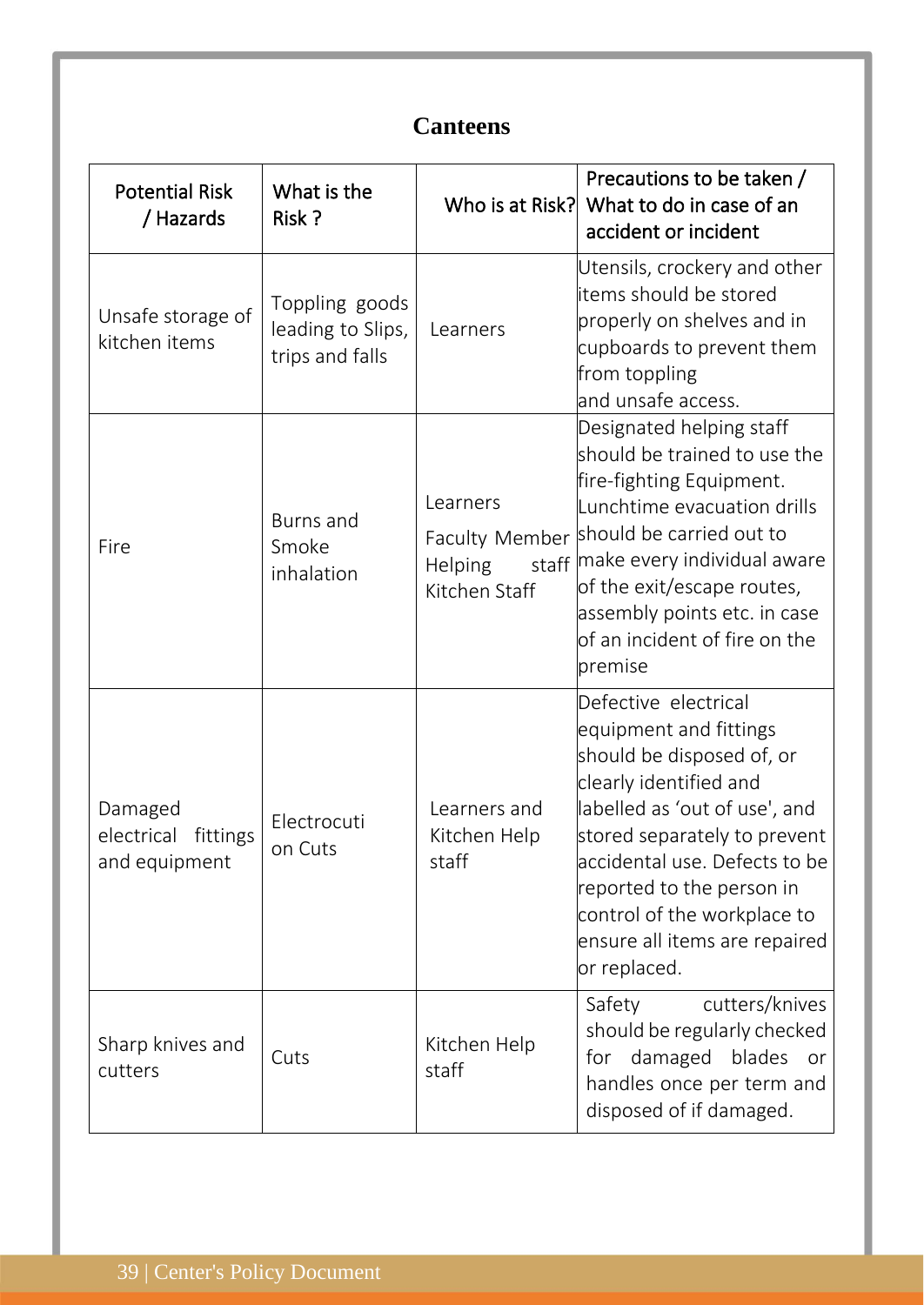## Canteens

| Potential Risk / Hazards | What is the Risk ? | Who is at Risk? | Precautions to be taken / What to do in case of an accident or incident |
|---|---|---|---|
| Unsafe storage of kitchen items | Toppling goods leading to Slips, trips and falls | Learners | Utensils, crockery and other items should be stored properly on shelves and in cupboards to prevent them from toppling and unsafe access. |
| Fire | Burns and Smoke inhalation | Learners<br>Faculty Member Helping staff Kitchen Staff | Designated helping staff should be trained to use the fire-fighting Equipment. Lunchtime evacuation drills should be carried out to make every individual aware of the exit/escape routes, assembly points etc. in case of an incident of fire on the premise |
| Damaged electrical fittings and equipment | Electrocuti on Cuts | Learners and Kitchen Help staff | Defective electrical equipment and fittings should be disposed of, or clearly identified and labelled as 'out of use', and stored separately to prevent accidental use. Defects to be reported to the person in control of the workplace to ensure all items are repaired or replaced. |
| Sharp knives and cutters | Cuts | Kitchen Help staff | Safety cutters/knives should be regularly checked for damaged blades or handles once per term and disposed of if damaged. |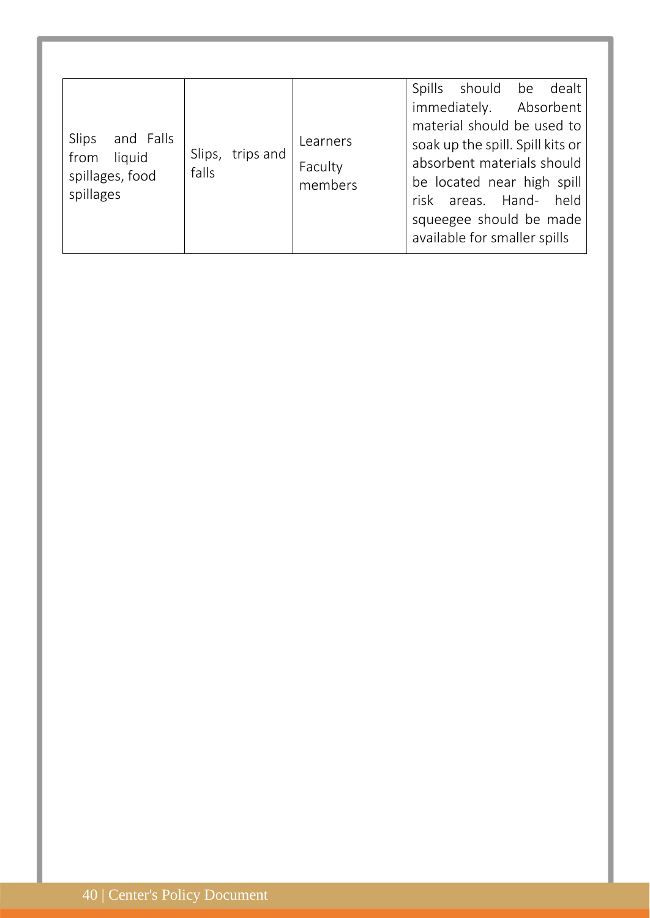| | | | |
|---|---|---|---|
| Slips and Falls from liquid spillages, food spillages | Slips, trips and falls | Learners<br>Faculty members | Spills should be dealt immediately. Absorbent material should be used to soak up the spill. Spill kits or absorbent materials should be located near high spill risk areas. Hand- held squeegee should be made available for smaller spills |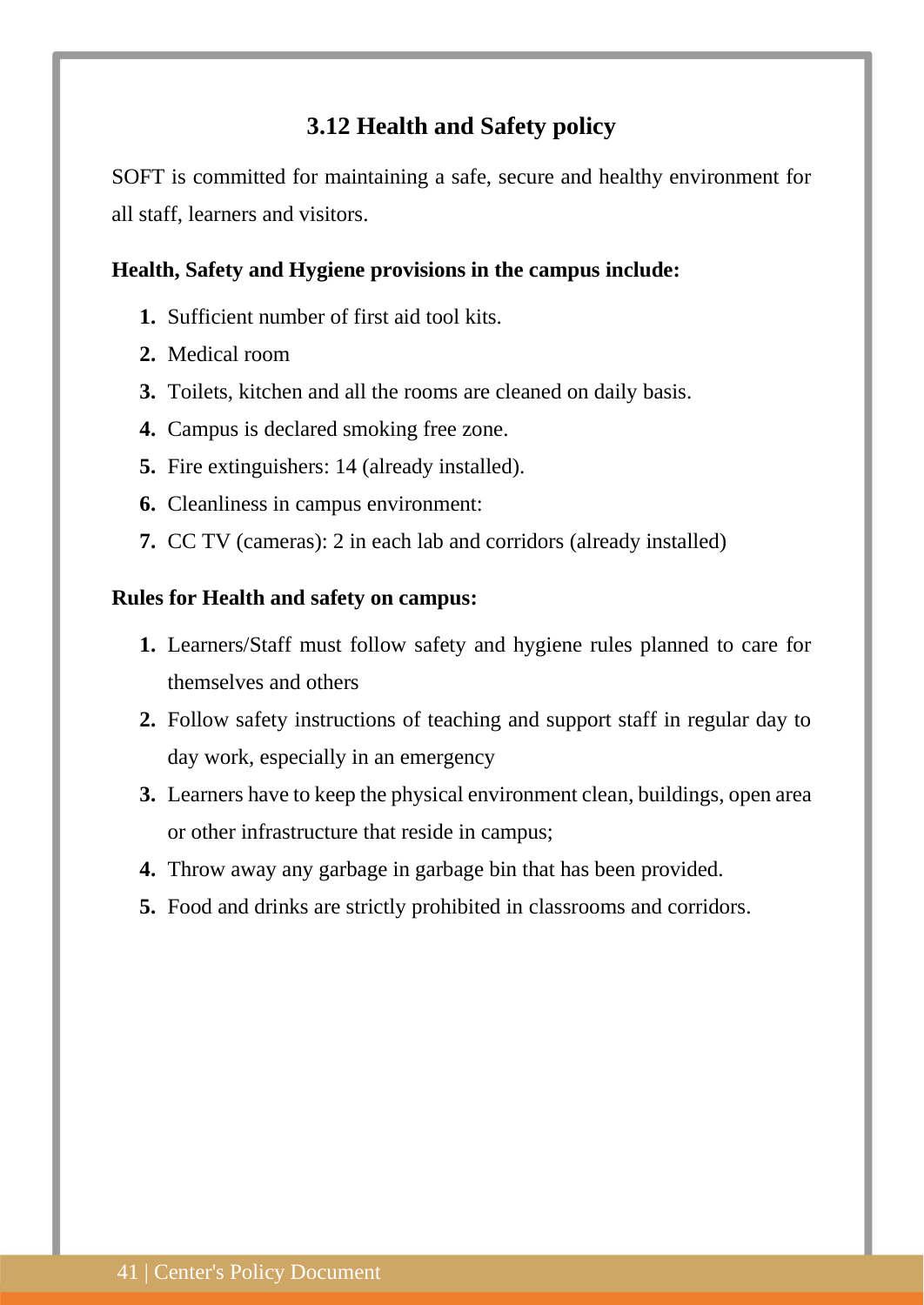## 3.12 Health and Safety policy

SOFT is committed for maintaining a safe, secure and healthy environment for all staff, learners and visitors.

**Health, Safety and Hygiene provisions in the campus include:**

1. Sufficient number of first aid tool kits.
2. Medical room
3. Toilets, kitchen and all the rooms are cleaned on daily basis.
4. Campus is declared smoking free zone.
5. Fire extinguishers: 14 (already installed).
6. Cleanliness in campus environment:
7. CC TV (cameras): 2 in each lab and corridors (already installed)

**Rules for Health and safety on campus:**

1. Learners/Staff must follow safety and hygiene rules planned to care for themselves and others
2. Follow safety instructions of teaching and support staff in regular day to day work, especially in an emergency
3. Learners have to keep the physical environment clean, buildings, open area or other infrastructure that reside in campus;
4. Throw away any garbage in garbage bin that has been provided.
5. Food and drinks are strictly prohibited in classrooms and corridors.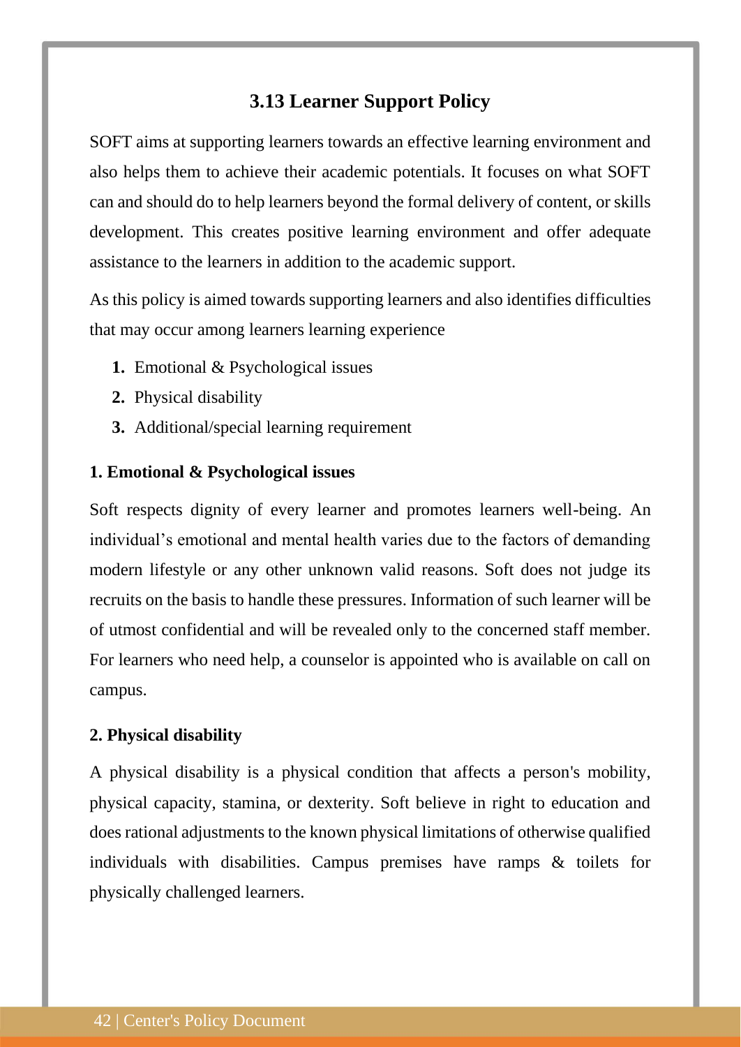## 3.13 Learner Support Policy

SOFT aims at supporting learners towards an effective learning environment and also helps them to achieve their academic potentials. It focuses on what SOFT can and should do to help learners beyond the formal delivery of content, or skills development. This creates positive learning environment and offer adequate assistance to the learners in addition to the academic support.

As this policy is aimed towards supporting learners and also identifies difficulties that may occur among learners learning experience

1. Emotional & Psychological issues
2. Physical disability
3. Additional/special learning requirement

### 1. Emotional & Psychological issues

Soft respects dignity of every learner and promotes learners well-being. An individual's emotional and mental health varies due to the factors of demanding modern lifestyle or any other unknown valid reasons. Soft does not judge its recruits on the basis to handle these pressures. Information of such learner will be of utmost confidential and will be revealed only to the concerned staff member. For learners who need help, a counselor is appointed who is available on call on campus.

### 2. Physical disability

A physical disability is a physical condition that affects a person's mobility, physical capacity, stamina, or dexterity. Soft believe in right to education and does rational adjustments to the known physical limitations of otherwise qualified individuals with disabilities. Campus premises have ramps & toilets for physically challenged learners.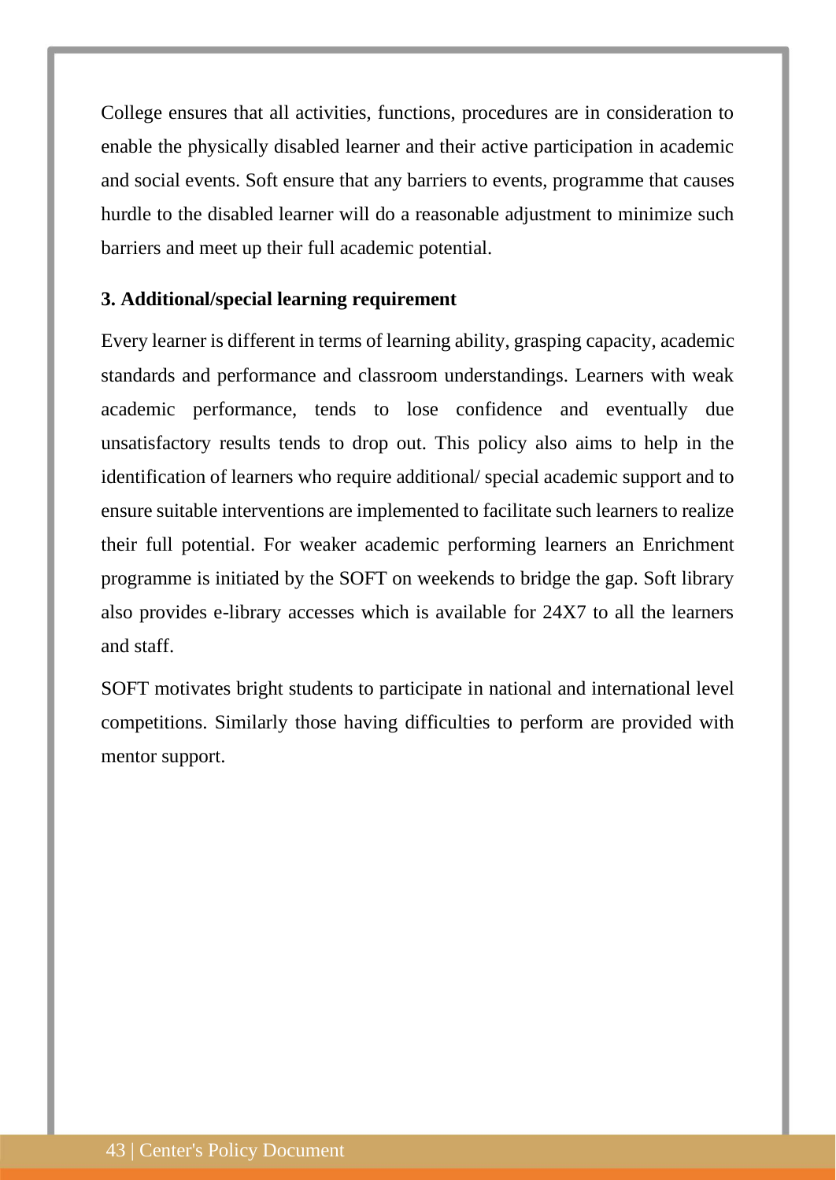College ensures that all activities, functions, procedures are in consideration to enable the physically disabled learner and their active participation in academic and social events. Soft ensure that any barriers to events, programme that causes hurdle to the disabled learner will do a reasonable adjustment to minimize such barriers and meet up their full academic potential.

**3. Additional/special learning requirement**

Every learner is different in terms of learning ability, grasping capacity, academic standards and performance and classroom understandings. Learners with weak academic performance, tends to lose confidence and eventually due unsatisfactory results tends to drop out. This policy also aims to help in the identification of learners who require additional/ special academic support and to ensure suitable interventions are implemented to facilitate such learners to realize their full potential. For weaker academic performing learners an Enrichment programme is initiated by the SOFT on weekends to bridge the gap. Soft library also provides e-library accesses which is available for 24X7 to all the learners and staff.

SOFT motivates bright students to participate in national and international level competitions. Similarly those having difficulties to perform are provided with mentor support.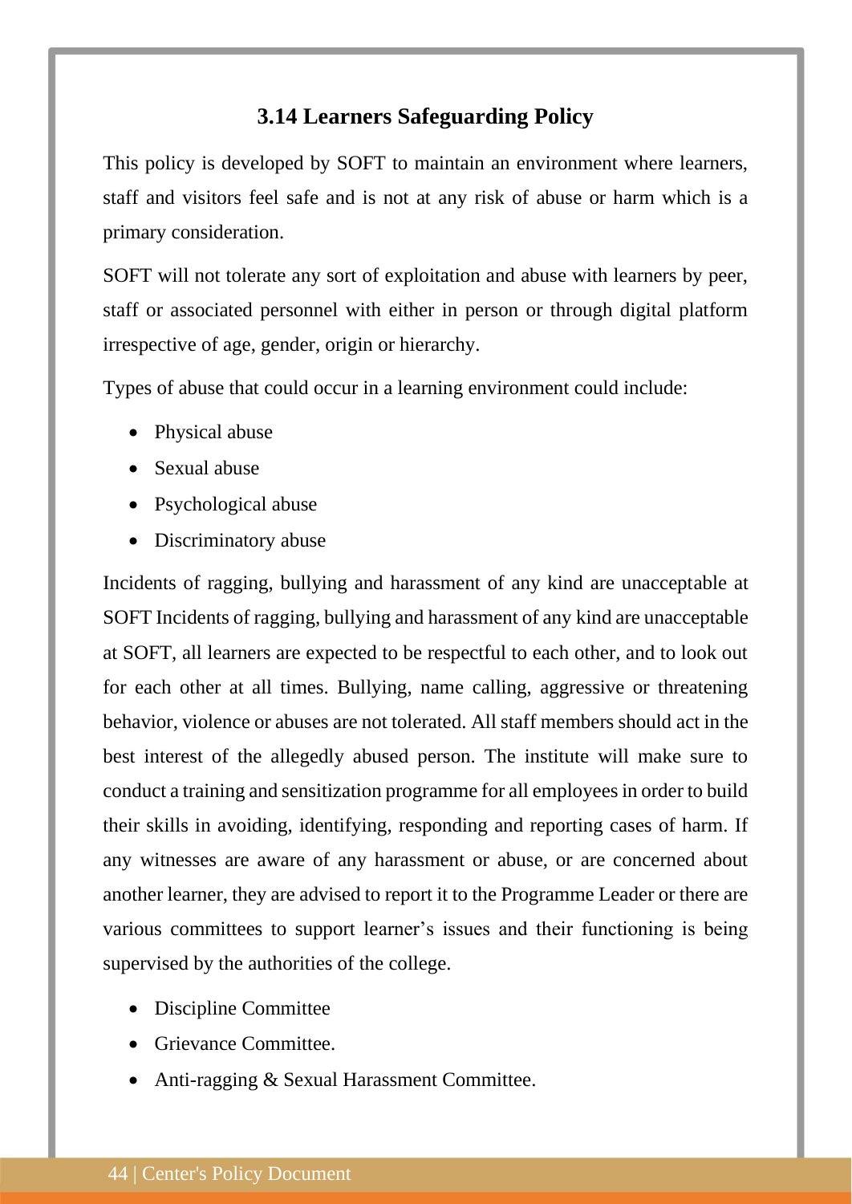### 3.14 Learners Safeguarding Policy

This policy is developed by SOFT to maintain an environment where learners, staff and visitors feel safe and is not at any risk of abuse or harm which is a primary consideration.

SOFT will not tolerate any sort of exploitation and abuse with learners by peer, staff or associated personnel with either in person or through digital platform irrespective of age, gender, origin or hierarchy.

Types of abuse that could occur in a learning environment could include:

- Physical abuse
- Sexual abuse
- Psychological abuse
- Discriminatory abuse

Incidents of ragging, bullying and harassment of any kind are unacceptable at SOFT Incidents of ragging, bullying and harassment of any kind are unacceptable at SOFT, all learners are expected to be respectful to each other, and to look out for each other at all times. Bullying, name calling, aggressive or threatening behavior, violence or abuses are not tolerated. All staff members should act in the best interest of the allegedly abused person. The institute will make sure to conduct a training and sensitization programme for all employees in order to build their skills in avoiding, identifying, responding and reporting cases of harm. If any witnesses are aware of any harassment or abuse, or are concerned about another learner, they are advised to report it to the Programme Leader or there are various committees to support learner's issues and their functioning is being supervised by the authorities of the college.

- Discipline Committee
- Grievance Committee.
- Anti-ragging & Sexual Harassment Committee.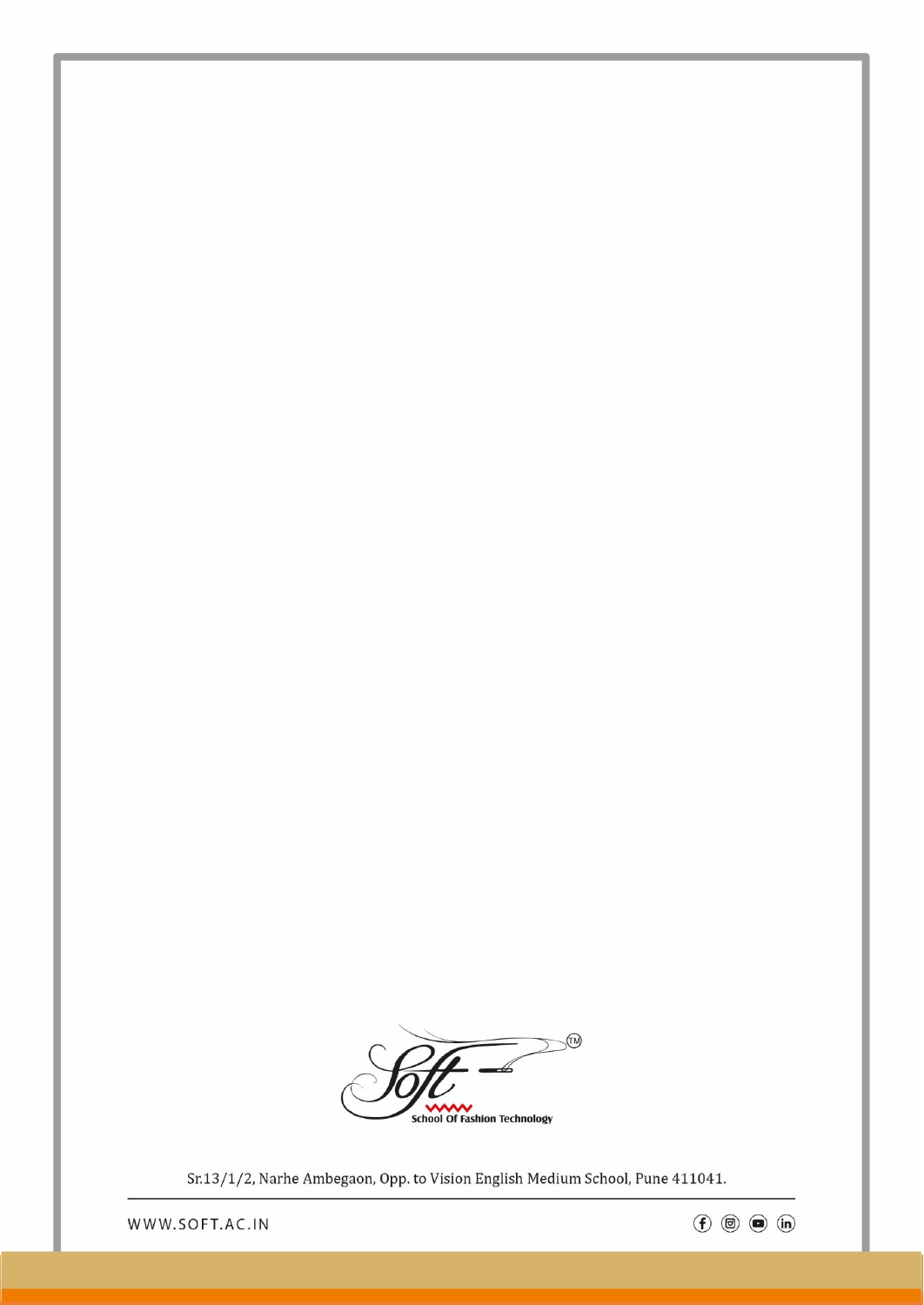School Of Fashion Technology

Sr.13/1/2, Narhe Ambegaon, Opp. to Vision English Medium School, Pune 411041.

WWW.SOFT.AC.IN